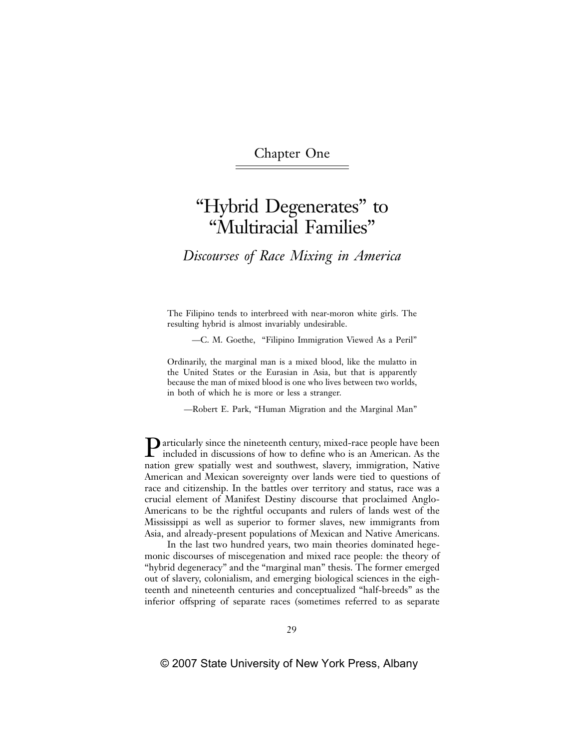## Chapter One

# "Hybrid Degenerates" to "Multiracial Families"

## *Discourses of Race Mixing in America*

> The Filipino tends to interbreed with near-moron white girls. The resulting hybrid is almost invariably undesirable.
>
> —C. M. Goethe, "Filipino Immigration Viewed As a Peril"

> Ordinarily, the marginal man is a mixed blood, like the mulatto in the United States or the Eurasian in Asia, but that is apparently because the man of mixed blood is one who lives between two worlds, in both of which he is more or less a stranger.
>
> —Robert E. Park, "Human Migration and the Marginal Man"

Particularly since the nineteenth century, mixed-race people have been included in discussions of how to define who is an American. As the nation grew spatially west and southwest, slavery, immigration, Native American and Mexican sovereignty over lands were tied to questions of race and citizenship. In the battles over territory and status, race was a crucial element of Manifest Destiny discourse that proclaimed Anglo-Americans to be the rightful occupants and rulers of lands west of the Mississippi as well as superior to former slaves, new immigrants from Asia, and already-present populations of Mexican and Native Americans.

In the last two hundred years, two main theories dominated hegemonic discourses of miscegenation and mixed race people: the theory of "hybrid degeneracy" and the "marginal man" thesis. The former emerged out of slavery, colonialism, and emerging biological sciences in the eighteenth and nineteenth centuries and conceptualized "half-breeds" as the inferior offspring of separate races (sometimes referred to as separate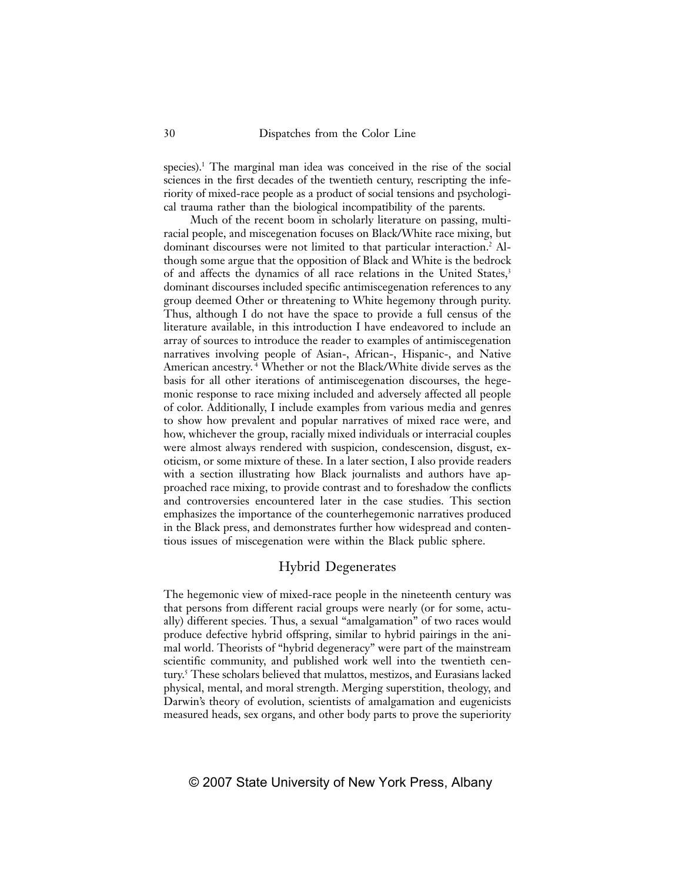species).[1] The marginal man idea was conceived in the rise of the social sciences in the first decades of the twentieth century, rescripting the inferiority of mixed-race people as a product of social tensions and psychological trauma rather than the biological incompatibility of the parents.

Much of the recent boom in scholarly literature on passing, multiracial people, and miscegenation focuses on Black/White race mixing, but dominant discourses were not limited to that particular interaction.[2] Although some argue that the opposition of Black and White is the bedrock of and affects the dynamics of all race relations in the United States,[3] dominant discourses included specific antimiscegenation references to any group deemed Other or threatening to White hegemony through purity. Thus, although I do not have the space to provide a full census of the literature available, in this introduction I have endeavored to include an array of sources to introduce the reader to examples of antimiscegenation narratives involving people of Asian-, African-, Hispanic-, and Native American ancestry.[4] Whether or not the Black/White divide serves as the basis for all other iterations of antimiscegenation discourses, the hegemonic response to race mixing included and adversely affected all people of color. Additionally, I include examples from various media and genres to show how prevalent and popular narratives of mixed race were, and how, whichever the group, racially mixed individuals or interracial couples were almost always rendered with suspicion, condescension, disgust, exoticism, or some mixture of these. In a later section, I also provide readers with a section illustrating how Black journalists and authors have approached race mixing, to provide contrast and to foreshadow the conflicts and controversies encountered later in the case studies. This section emphasizes the importance of the counterhegemonic narratives produced in the Black press, and demonstrates further how widespread and contentious issues of miscegenation were within the Black public sphere.

## Hybrid Degenerates

The hegemonic view of mixed-race people in the nineteenth century was that persons from different racial groups were nearly (or for some, actually) different species. Thus, a sexual "amalgamation" of two races would produce defective hybrid offspring, similar to hybrid pairings in the animal world. Theorists of "hybrid degeneracy" were part of the mainstream scientific community, and published work well into the twentieth century.[5] These scholars believed that mulattos, mestizos, and Eurasians lacked physical, mental, and moral strength. Merging superstition, theology, and Darwin's theory of evolution, scientists of amalgamation and eugenicists measured heads, sex organs, and other body parts to prove the superiority

© 2007 State University of New York Press, Albany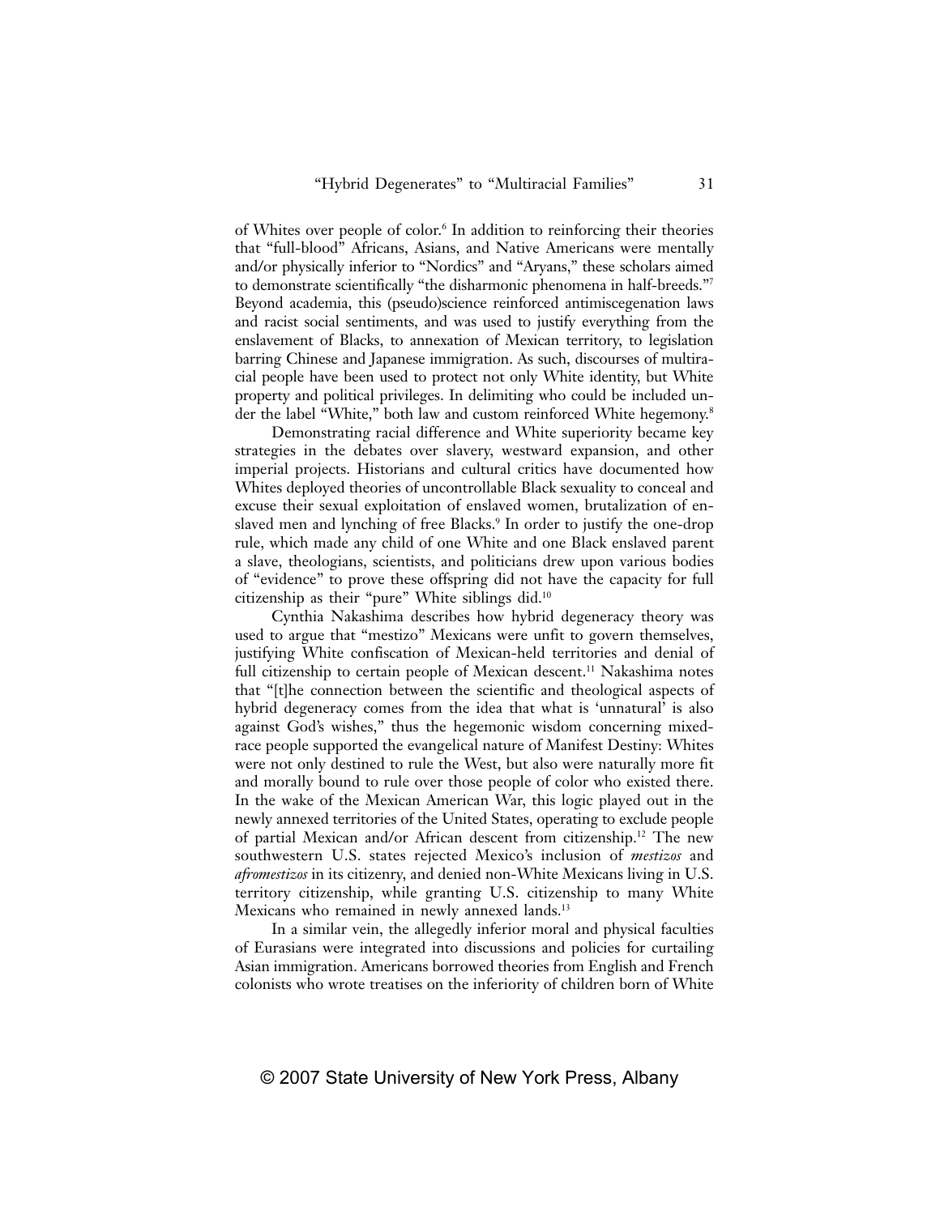of Whites over people of color.[6] In addition to reinforcing their theories that "full-blood" Africans, Asians, and Native Americans were mentally and/or physically inferior to "Nordics" and "Aryans," these scholars aimed to demonstrate scientifically "the disharmonic phenomena in half-breeds."[7] Beyond academia, this (pseudo)science reinforced antimiscegenation laws and racist social sentiments, and was used to justify everything from the enslavement of Blacks, to annexation of Mexican territory, to legislation barring Chinese and Japanese immigration. As such, discourses of multiracial people have been used to protect not only White identity, but White property and political privileges. In delimiting who could be included under the label "White," both law and custom reinforced White hegemony.[8]

Demonstrating racial difference and White superiority became key strategies in the debates over slavery, westward expansion, and other imperial projects. Historians and cultural critics have documented how Whites deployed theories of uncontrollable Black sexuality to conceal and excuse their sexual exploitation of enslaved women, brutalization of enslaved men and lynching of free Blacks.[9] In order to justify the one-drop rule, which made any child of one White and one Black enslaved parent a slave, theologians, scientists, and politicians drew upon various bodies of "evidence" to prove these offspring did not have the capacity for full citizenship as their "pure" White siblings did.[10]

Cynthia Nakashima describes how hybrid degeneracy theory was used to argue that "mestizo" Mexicans were unfit to govern themselves, justifying White confiscation of Mexican-held territories and denial of full citizenship to certain people of Mexican descent.[11] Nakashima notes that "[t]he connection between the scientific and theological aspects of hybrid degeneracy comes from the idea that what is 'unnatural' is also against God's wishes," thus the hegemonic wisdom concerning mixed-race people supported the evangelical nature of Manifest Destiny: Whites were not only destined to rule the West, but also were naturally more fit and morally bound to rule over those people of color who existed there. In the wake of the Mexican American War, this logic played out in the newly annexed territories of the United States, operating to exclude people of partial Mexican and/or African descent from citizenship.[12] The new southwestern U.S. states rejected Mexico's inclusion of *mestizos* and *afromestizos* in its citizenry, and denied non-White Mexicans living in U.S. territory citizenship, while granting U.S. citizenship to many White Mexicans who remained in newly annexed lands.[13]

In a similar vein, the allegedly inferior moral and physical faculties of Eurasians were integrated into discussions and policies for curtailing Asian immigration. Americans borrowed theories from English and French colonists who wrote treatises on the inferiority of children born of White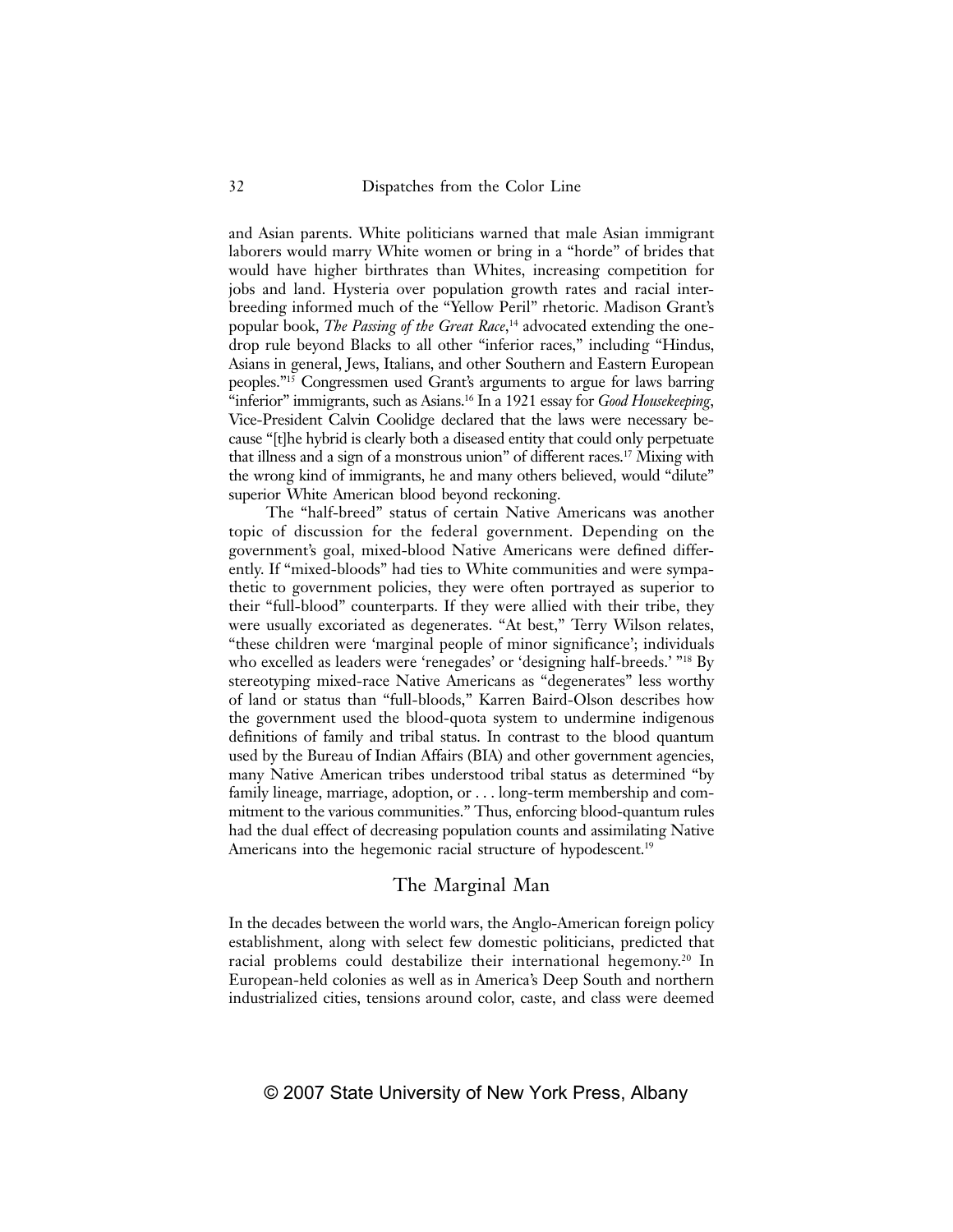and Asian parents. White politicians warned that male Asian immigrant laborers would marry White women or bring in a "horde" of brides that would have higher birthrates than Whites, increasing competition for jobs and land. Hysteria over population growth rates and racial interbreeding informed much of the "Yellow Peril" rhetoric. Madison Grant's popular book, *The Passing of the Great Race*,[14] advocated extending the one-drop rule beyond Blacks to all other "inferior races," including "Hindus, Asians in general, Jews, Italians, and other Southern and Eastern European peoples."[15] Congressmen used Grant's arguments to argue for laws barring "inferior" immigrants, such as Asians.[16] In a 1921 essay for *Good Housekeeping*, Vice-President Calvin Coolidge declared that the laws were necessary because "[t]he hybrid is clearly both a diseased entity that could only perpetuate that illness and a sign of a monstrous union" of different races.[17] Mixing with the wrong kind of immigrants, he and many others believed, would "dilute" superior White American blood beyond reckoning.

The "half-breed" status of certain Native Americans was another topic of discussion for the federal government. Depending on the government's goal, mixed-blood Native Americans were defined differently. If "mixed-bloods" had ties to White communities and were sympathetic to government policies, they were often portrayed as superior to their "full-blood" counterparts. If they were allied with their tribe, they were usually excoriated as degenerates. "At best," Terry Wilson relates, "these children were 'marginal people of minor significance'; individuals who excelled as leaders were 'renegades' or 'designing half-breeds.' "[18] By stereotyping mixed-race Native Americans as "degenerates" less worthy of land or status than "full-bloods," Karren Baird-Olson describes how the government used the blood-quota system to undermine indigenous definitions of family and tribal status. In contrast to the blood quantum used by the Bureau of Indian Affairs (BIA) and other government agencies, many Native American tribes understood tribal status as determined "by family lineage, marriage, adoption, or . . . long-term membership and commitment to the various communities." Thus, enforcing blood-quantum rules had the dual effect of decreasing population counts and assimilating Native Americans into the hegemonic racial structure of hypodescent.[19]

## The Marginal Man

In the decades between the world wars, the Anglo-American foreign policy establishment, along with select few domestic politicians, predicted that racial problems could destabilize their international hegemony.[20] In European-held colonies as well as in America's Deep South and northern industrialized cities, tensions around color, caste, and class were deemed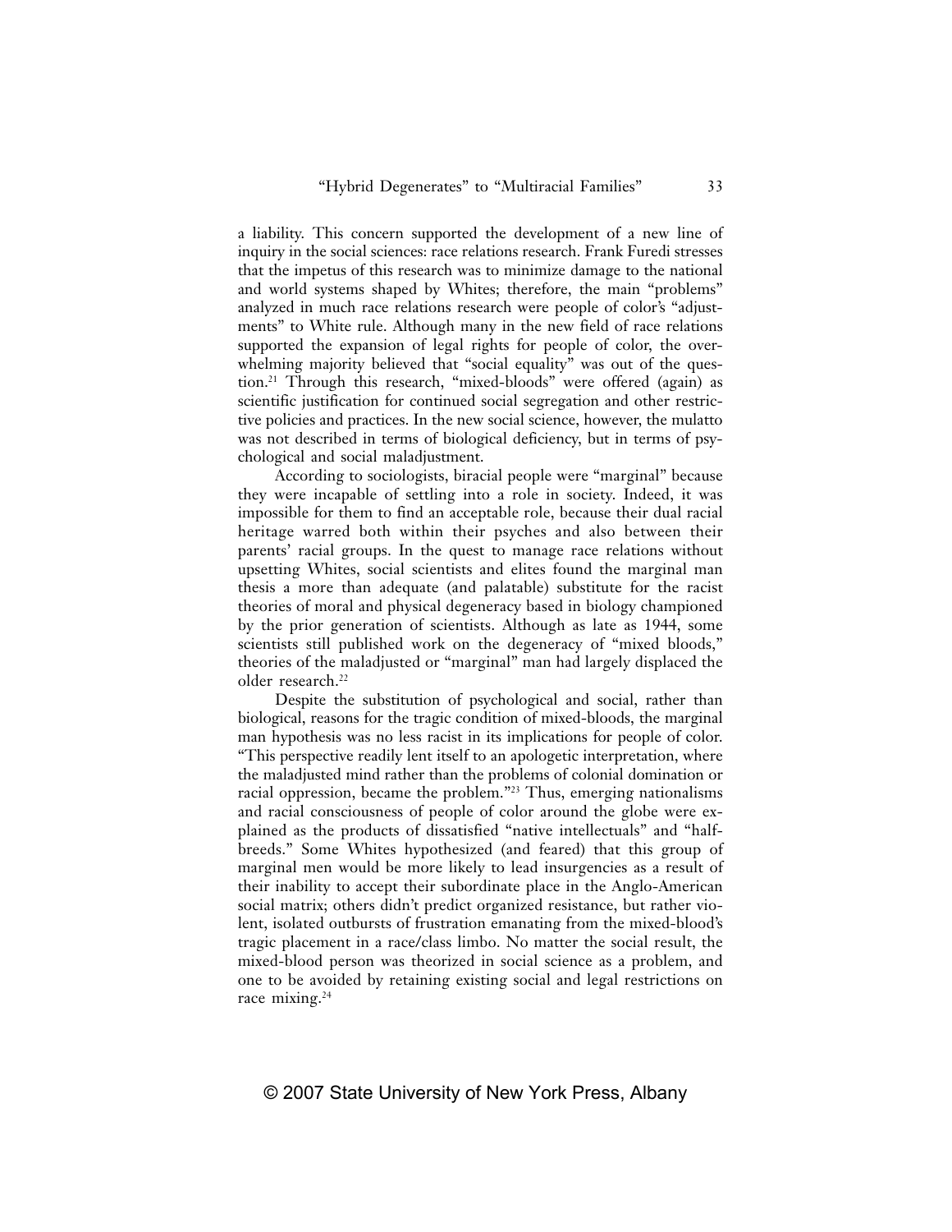a liability. This concern supported the development of a new line of inquiry in the social sciences: race relations research. Frank Furedi stresses that the impetus of this research was to minimize damage to the national and world systems shaped by Whites; therefore, the main "problems" analyzed in much race relations research were people of color's "adjustments" to White rule. Although many in the new field of race relations supported the expansion of legal rights for people of color, the overwhelming majority believed that "social equality" was out of the question.[21] Through this research, "mixed-bloods" were offered (again) as scientific justification for continued social segregation and other restrictive policies and practices. In the new social science, however, the mulatto was not described in terms of biological deficiency, but in terms of psychological and social maladjustment.

According to sociologists, biracial people were "marginal" because they were incapable of settling into a role in society. Indeed, it was impossible for them to find an acceptable role, because their dual racial heritage warred both within their psyches and also between their parents' racial groups. In the quest to manage race relations without upsetting Whites, social scientists and elites found the marginal man thesis a more than adequate (and palatable) substitute for the racist theories of moral and physical degeneracy based in biology championed by the prior generation of scientists. Although as late as 1944, some scientists still published work on the degeneracy of "mixed bloods," theories of the maladjusted or "marginal" man had largely displaced the older research.[22]

Despite the substitution of psychological and social, rather than biological, reasons for the tragic condition of mixed-bloods, the marginal man hypothesis was no less racist in its implications for people of color. "This perspective readily lent itself to an apologetic interpretation, where the maladjusted mind rather than the problems of colonial domination or racial oppression, became the problem."[23] Thus, emerging nationalisms and racial consciousness of people of color around the globe were explained as the products of dissatisfied "native intellectuals" and "half-breeds." Some Whites hypothesized (and feared) that this group of marginal men would be more likely to lead insurgencies as a result of their inability to accept their subordinate place in the Anglo-American social matrix; others didn't predict organized resistance, but rather violent, isolated outbursts of frustration emanating from the mixed-blood's tragic placement in a race/class limbo. No matter the social result, the mixed-blood person was theorized in social science as a problem, and one to be avoided by retaining existing social and legal restrictions on race mixing.[24]

© 2007 State University of New York Press, Albany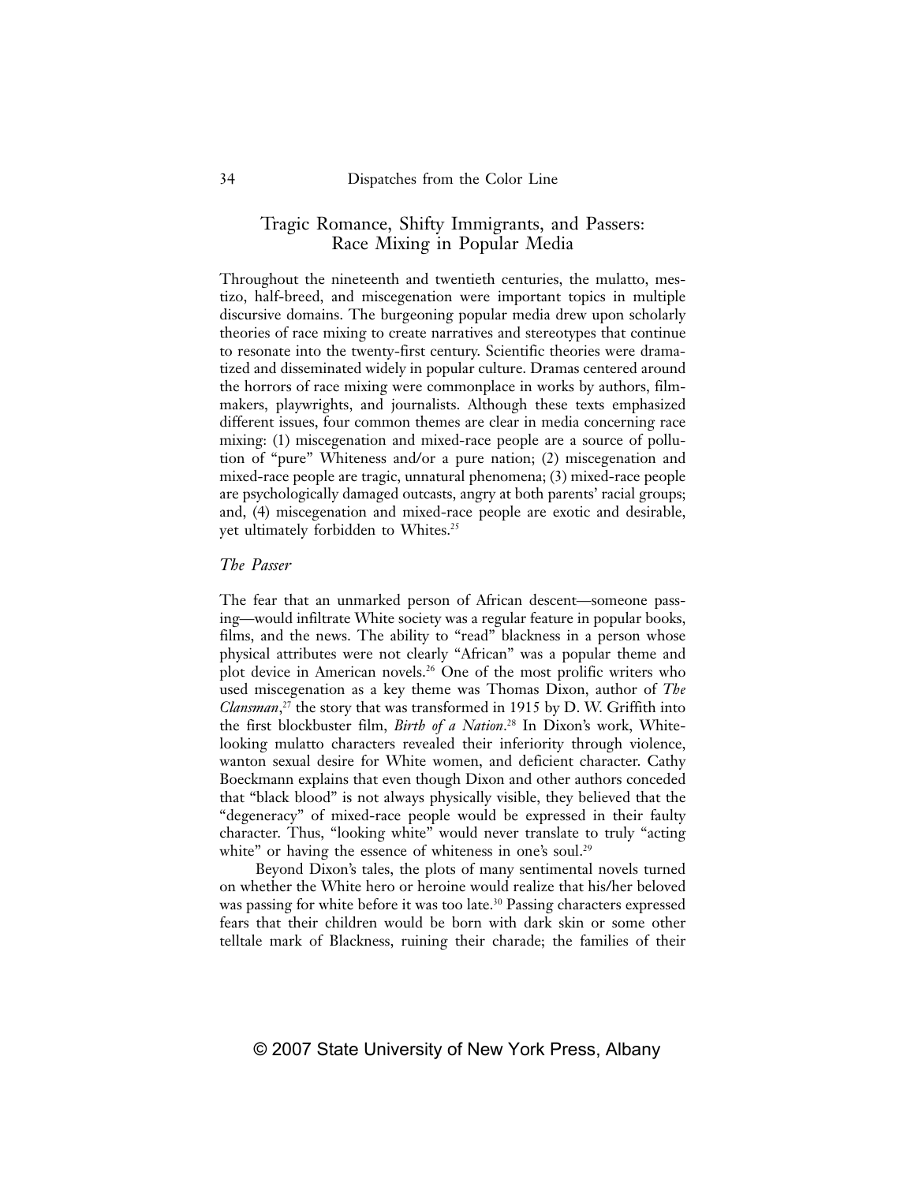## Tragic Romance, Shifty Immigrants, and Passers: Race Mixing in Popular Media

Throughout the nineteenth and twentieth centuries, the mulatto, mestizo, half-breed, and miscegenation were important topics in multiple discursive domains. The burgeoning popular media drew upon scholarly theories of race mixing to create narratives and stereotypes that continue to resonate into the twenty-first century. Scientific theories were dramatized and disseminated widely in popular culture. Dramas centered around the horrors of race mixing were commonplace in works by authors, filmmakers, playwrights, and journalists. Although these texts emphasized different issues, four common themes are clear in media concerning race mixing: (1) miscegenation and mixed-race people are a source of pollution of "pure" Whiteness and/or a pure nation; (2) miscegenation and mixed-race people are tragic, unnatural phenomena; (3) mixed-race people are psychologically damaged outcasts, angry at both parents' racial groups; and, (4) miscegenation and mixed-race people are exotic and desirable, yet ultimately forbidden to Whites.[25]

### *The Passer*

The fear that an unmarked person of African descent—someone passing—would infiltrate White society was a regular feature in popular books, films, and the news. The ability to "read" blackness in a person whose physical attributes were not clearly "African" was a popular theme and plot device in American novels.[26] One of the most prolific writers who used miscegenation as a key theme was Thomas Dixon, author of *The Clansman*,[27] the story that was transformed in 1915 by D. W. Griffith into the first blockbuster film, *Birth of a Nation*.[28] In Dixon's work, White-looking mulatto characters revealed their inferiority through violence, wanton sexual desire for White women, and deficient character. Cathy Boeckmann explains that even though Dixon and other authors conceded that "black blood" is not always physically visible, they believed that the "degeneracy" of mixed-race people would be expressed in their faulty character. Thus, "looking white" would never translate to truly "acting white" or having the essence of whiteness in one's soul.[29]

Beyond Dixon's tales, the plots of many sentimental novels turned on whether the White hero or heroine would realize that his/her beloved was passing for white before it was too late.[30] Passing characters expressed fears that their children would be born with dark skin or some other telltale mark of Blackness, ruining their charade; the families of their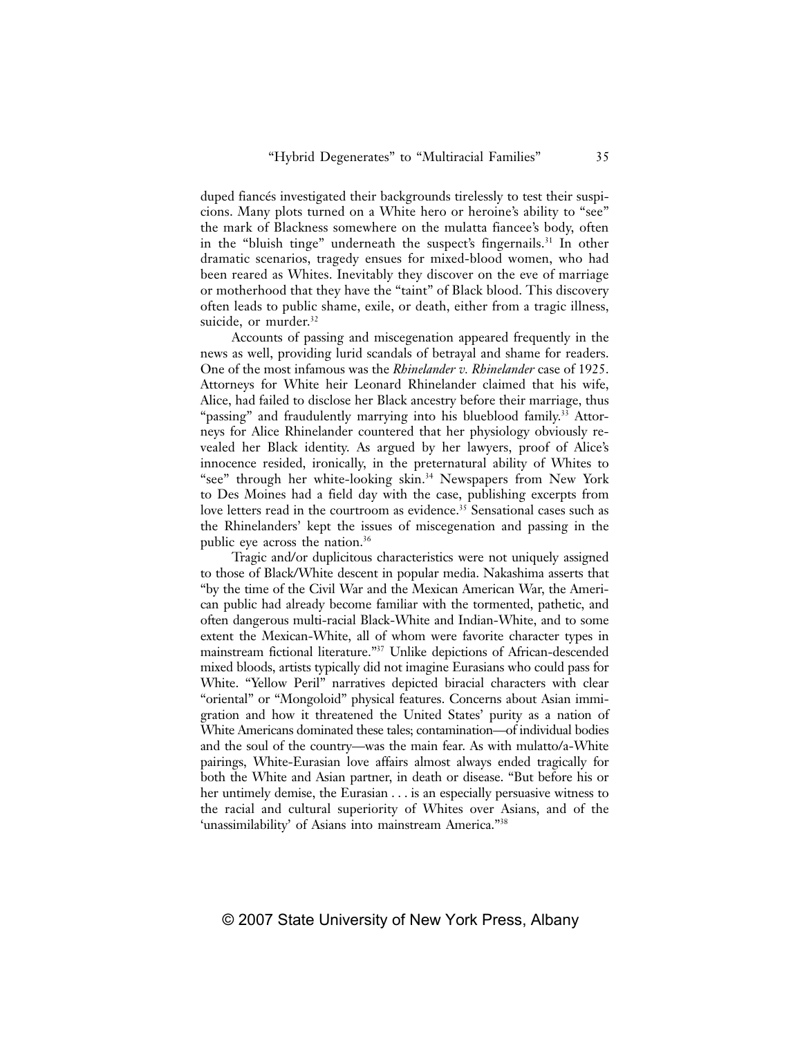duped fiancés investigated their backgrounds tirelessly to test their suspicions. Many plots turned on a White hero or heroine's ability to "see" the mark of Blackness somewhere on the mulatta fiancee's body, often in the "bluish tinge" underneath the suspect's fingernails.[31] In other dramatic scenarios, tragedy ensues for mixed-blood women, who had been reared as Whites. Inevitably they discover on the eve of marriage or motherhood that they have the "taint" of Black blood. This discovery often leads to public shame, exile, or death, either from a tragic illness, suicide, or murder.[32]

Accounts of passing and miscegenation appeared frequently in the news as well, providing lurid scandals of betrayal and shame for readers. One of the most infamous was the *Rhinelander v. Rhinelander* case of 1925. Attorneys for White heir Leonard Rhinelander claimed that his wife, Alice, had failed to disclose her Black ancestry before their marriage, thus "passing" and fraudulently marrying into his blueblood family.[33] Attorneys for Alice Rhinelander countered that her physiology obviously revealed her Black identity. As argued by her lawyers, proof of Alice's innocence resided, ironically, in the preternatural ability of Whites to "see" through her white-looking skin.[34] Newspapers from New York to Des Moines had a field day with the case, publishing excerpts from love letters read in the courtroom as evidence.[35] Sensational cases such as the Rhinelanders' kept the issues of miscegenation and passing in the public eye across the nation.[36]

Tragic and/or duplicitous characteristics were not uniquely assigned to those of Black/White descent in popular media. Nakashima asserts that "by the time of the Civil War and the Mexican American War, the American public had already become familiar with the tormented, pathetic, and often dangerous multi-racial Black-White and Indian-White, and to some extent the Mexican-White, all of whom were favorite character types in mainstream fictional literature."[37] Unlike depictions of African-descended mixed bloods, artists typically did not imagine Eurasians who could pass for White. "Yellow Peril" narratives depicted biracial characters with clear "oriental" or "Mongoloid" physical features. Concerns about Asian immigration and how it threatened the United States' purity as a nation of White Americans dominated these tales; contamination—of individual bodies and the soul of the country—was the main fear. As with mulatto/a-White pairings, White-Eurasian love affairs almost always ended tragically for both the White and Asian partner, in death or disease. "But before his or her untimely demise, the Eurasian . . . is an especially persuasive witness to the racial and cultural superiority of Whites over Asians, and of the 'unassimilability' of Asians into mainstream America."[38]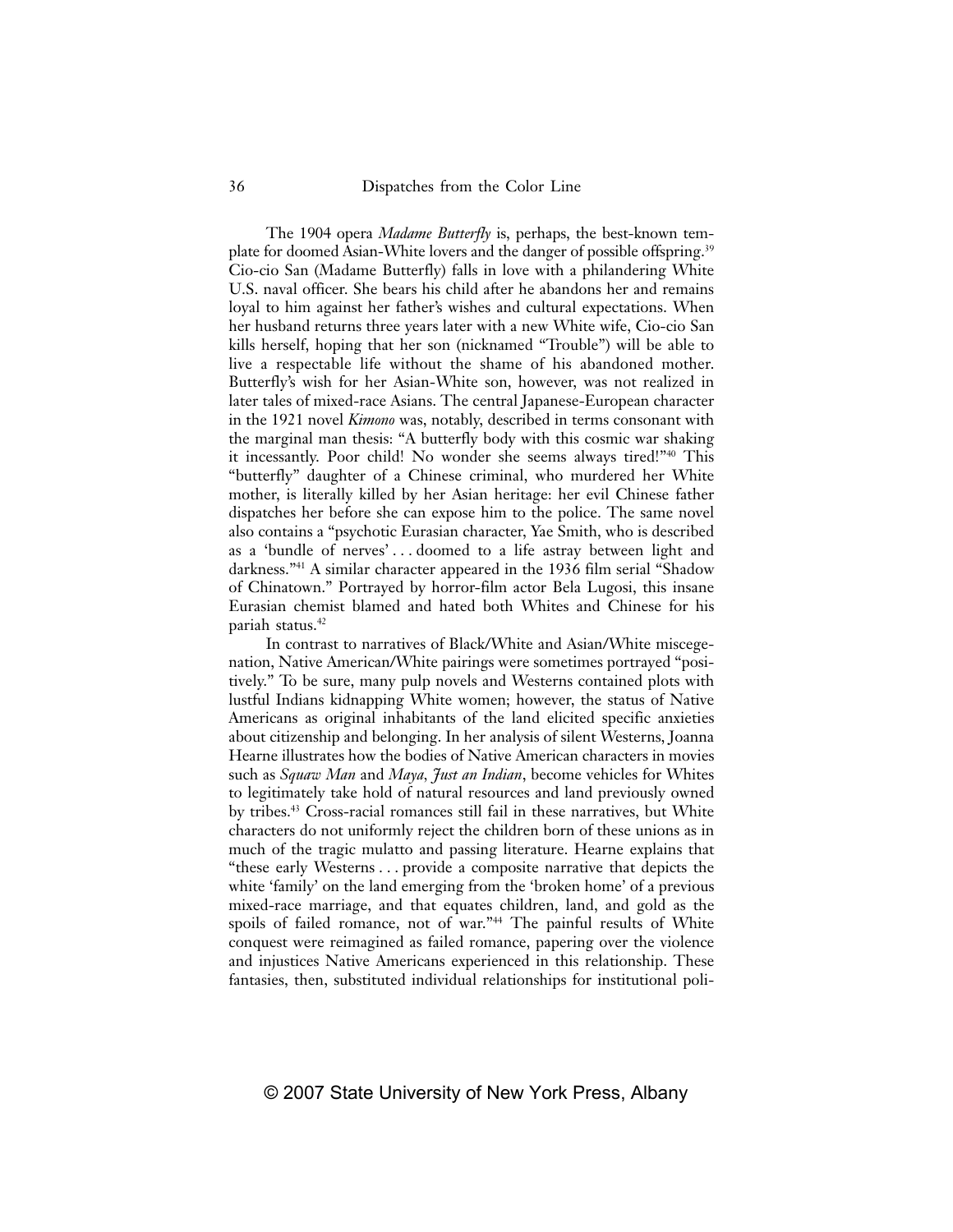The 1904 opera *Madame Butterfly* is, perhaps, the best-known template for doomed Asian-White lovers and the danger of possible offspring.[39] Cio-cio San (Madame Butterfly) falls in love with a philandering White U.S. naval officer. She bears his child after he abandons her and remains loyal to him against her father's wishes and cultural expectations. When her husband returns three years later with a new White wife, Cio-cio San kills herself, hoping that her son (nicknamed "Trouble") will be able to live a respectable life without the shame of his abandoned mother. Butterfly's wish for her Asian-White son, however, was not realized in later tales of mixed-race Asians. The central Japanese-European character in the 1921 novel *Kimono* was, notably, described in terms consonant with the marginal man thesis: "A butterfly body with this cosmic war shaking it incessantly. Poor child! No wonder she seems always tired!"[40] This "butterfly" daughter of a Chinese criminal, who murdered her White mother, is literally killed by her Asian heritage: her evil Chinese father dispatches her before she can expose him to the police. The same novel also contains a "psychotic Eurasian character, Yae Smith, who is described as a 'bundle of nerves' . . . doomed to a life astray between light and darkness."[41] A similar character appeared in the 1936 film serial "Shadow of Chinatown." Portrayed by horror-film actor Bela Lugosi, this insane Eurasian chemist blamed and hated both Whites and Chinese for his pariah status.[42]

In contrast to narratives of Black/White and Asian/White miscegenation, Native American/White pairings were sometimes portrayed "positively." To be sure, many pulp novels and Westerns contained plots with lustful Indians kidnapping White women; however, the status of Native Americans as original inhabitants of the land elicited specific anxieties about citizenship and belonging. In her analysis of silent Westerns, Joanna Hearne illustrates how the bodies of Native American characters in movies such as *Squaw Man* and *Maya, Just an Indian*, become vehicles for Whites to legitimately take hold of natural resources and land previously owned by tribes.[43] Cross-racial romances still fail in these narratives, but White characters do not uniformly reject the children born of these unions as in much of the tragic mulatto and passing literature. Hearne explains that "these early Westerns . . . provide a composite narrative that depicts the white 'family' on the land emerging from the 'broken home' of a previous mixed-race marriage, and that equates children, land, and gold as the spoils of failed romance, not of war."[44] The painful results of White conquest were reimagined as failed romance, papering over the violence and injustices Native Americans experienced in this relationship. These fantasies, then, substituted individual relationships for institutional poli-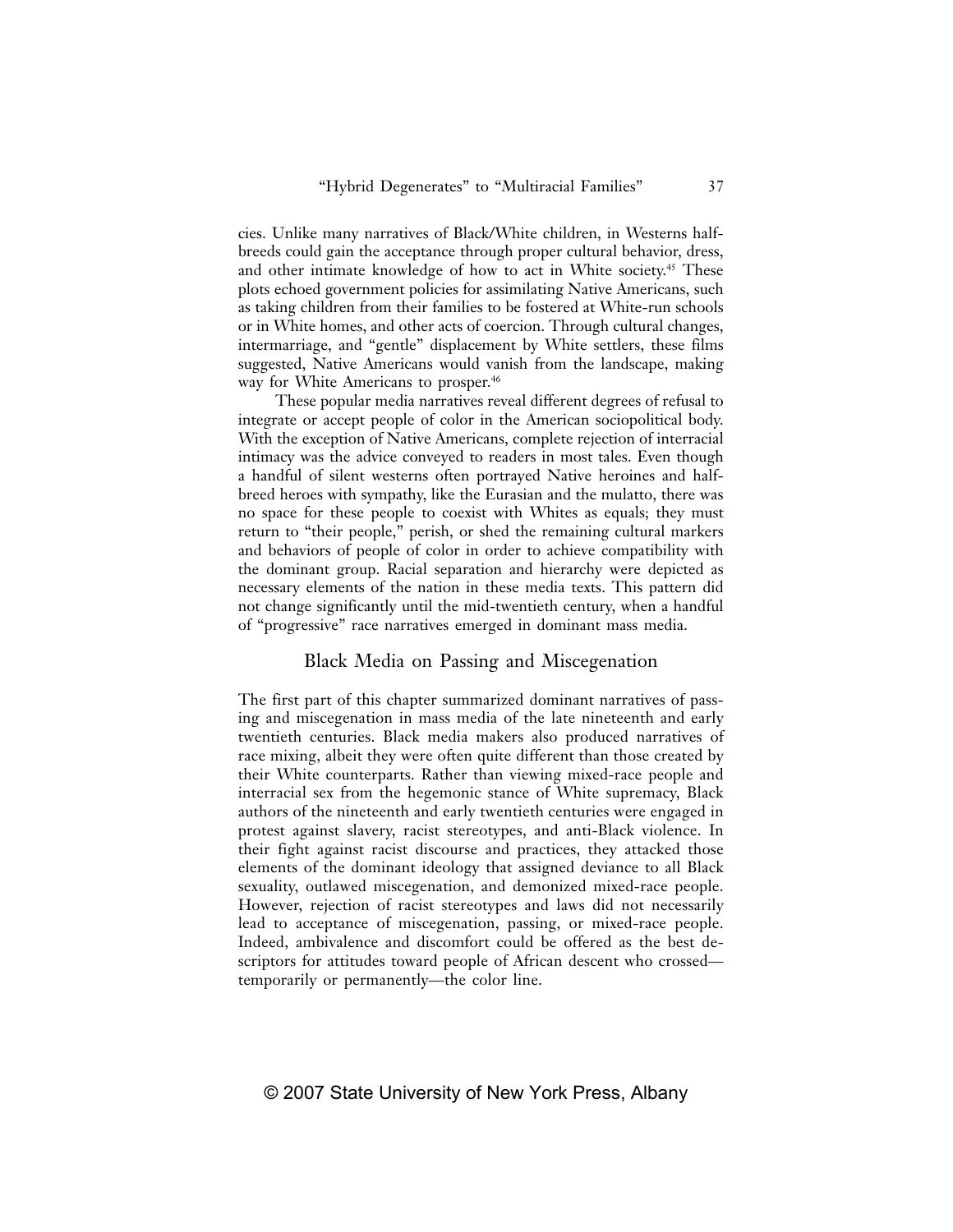cies. Unlike many narratives of Black/White children, in Westerns half-breeds could gain the acceptance through proper cultural behavior, dress, and other intimate knowledge of how to act in White society.[45] These plots echoed government policies for assimilating Native Americans, such as taking children from their families to be fostered at White-run schools or in White homes, and other acts of coercion. Through cultural changes, intermarriage, and "gentle" displacement by White settlers, these films suggested, Native Americans would vanish from the landscape, making way for White Americans to prosper.[46]

These popular media narratives reveal different degrees of refusal to integrate or accept people of color in the American sociopolitical body. With the exception of Native Americans, complete rejection of interracial intimacy was the advice conveyed to readers in most tales. Even though a handful of silent westerns often portrayed Native heroines and half-breed heroes with sympathy, like the Eurasian and the mulatto, there was no space for these people to coexist with Whites as equals; they must return to "their people," perish, or shed the remaining cultural markers and behaviors of people of color in order to achieve compatibility with the dominant group. Racial separation and hierarchy were depicted as necessary elements of the nation in these media texts. This pattern did not change significantly until the mid-twentieth century, when a handful of "progressive" race narratives emerged in dominant mass media.

## Black Media on Passing and Miscegenation

The first part of this chapter summarized dominant narratives of passing and miscegenation in mass media of the late nineteenth and early twentieth centuries. Black media makers also produced narratives of race mixing, albeit they were often quite different than those created by their White counterparts. Rather than viewing mixed-race people and interracial sex from the hegemonic stance of White supremacy, Black authors of the nineteenth and early twentieth centuries were engaged in protest against slavery, racist stereotypes, and anti-Black violence. In their fight against racist discourse and practices, they attacked those elements of the dominant ideology that assigned deviance to all Black sexuality, outlawed miscegenation, and demonized mixed-race people. However, rejection of racist stereotypes and laws did not necessarily lead to acceptance of miscegenation, passing, or mixed-race people. Indeed, ambivalence and discomfort could be offered as the best descriptors for attitudes toward people of African descent who crossed—temporarily or permanently—the color line.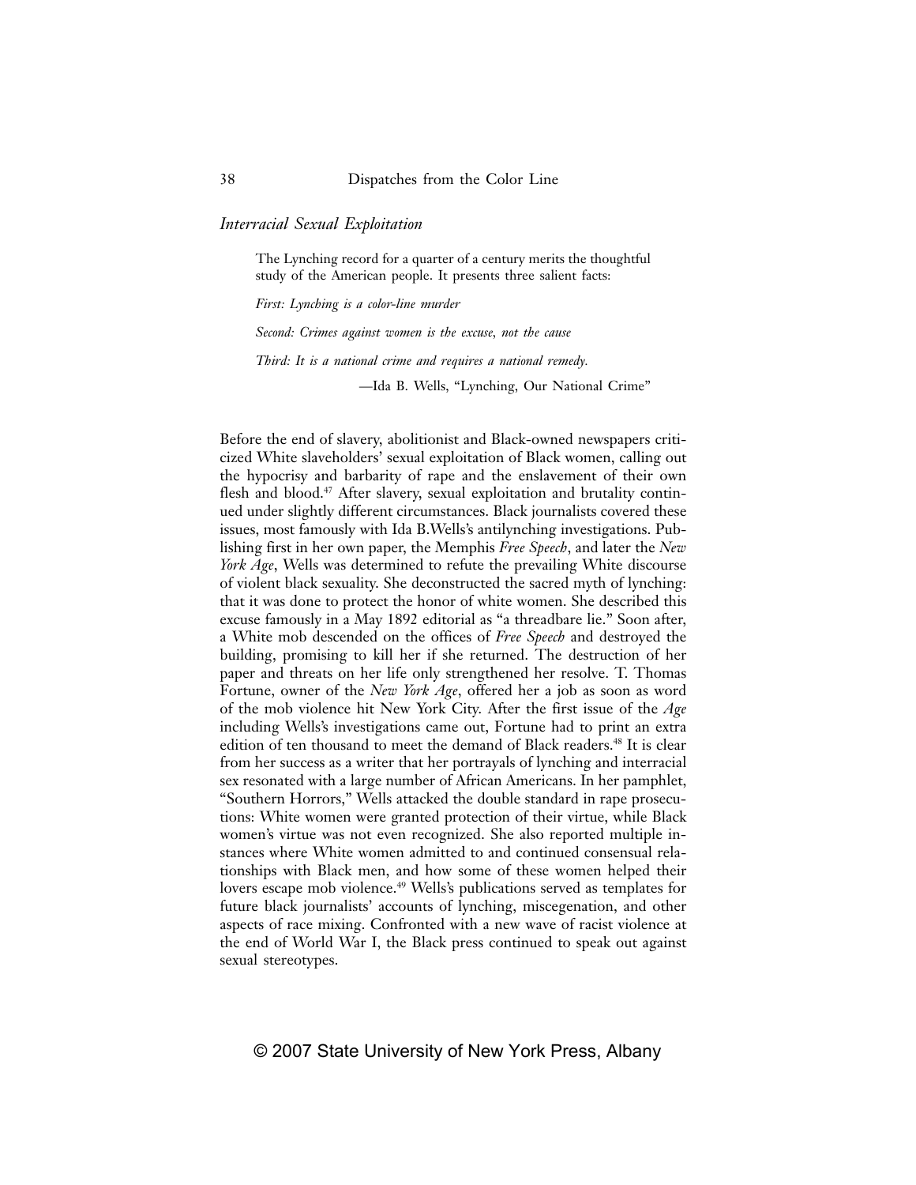### *Interracial Sexual Exploitation*

> The Lynching record for a quarter of a century merits the thoughtful study of the American people. It presents three salient facts:
>
> *First: Lynching is a color-line murder*
>
> *Second: Crimes against women is the excuse, not the cause*
>
> *Third: It is a national crime and requires a national remedy.*
>
> —Ida B. Wells, "Lynching, Our National Crime"

Before the end of slavery, abolitionist and Black-owned newspapers criticized White slaveholders' sexual exploitation of Black women, calling out the hypocrisy and barbarity of rape and the enslavement of their own flesh and blood.[47] After slavery, sexual exploitation and brutality continued under slightly different circumstances. Black journalists covered these issues, most famously with Ida B.Wells's antilynching investigations. Publishing first in her own paper, the Memphis *Free Speech*, and later the *New York Age*, Wells was determined to refute the prevailing White discourse of violent black sexuality. She deconstructed the sacred myth of lynching: that it was done to protect the honor of white women. She described this excuse famously in a May 1892 editorial as "a threadbare lie." Soon after, a White mob descended on the offices of *Free Speech* and destroyed the building, promising to kill her if she returned. The destruction of her paper and threats on her life only strengthened her resolve. T. Thomas Fortune, owner of the *New York Age*, offered her a job as soon as word of the mob violence hit New York City. After the first issue of the *Age* including Wells's investigations came out, Fortune had to print an extra edition of ten thousand to meet the demand of Black readers.[48] It is clear from her success as a writer that her portrayals of lynching and interracial sex resonated with a large number of African Americans. In her pamphlet, "Southern Horrors," Wells attacked the double standard in rape prosecutions: White women were granted protection of their virtue, while Black women's virtue was not even recognized. She also reported multiple instances where White women admitted to and continued consensual relationships with Black men, and how some of these women helped their lovers escape mob violence.[49] Wells's publications served as templates for future black journalists' accounts of lynching, miscegenation, and other aspects of race mixing. Confronted with a new wave of racist violence at the end of World War I, the Black press continued to speak out against sexual stereotypes.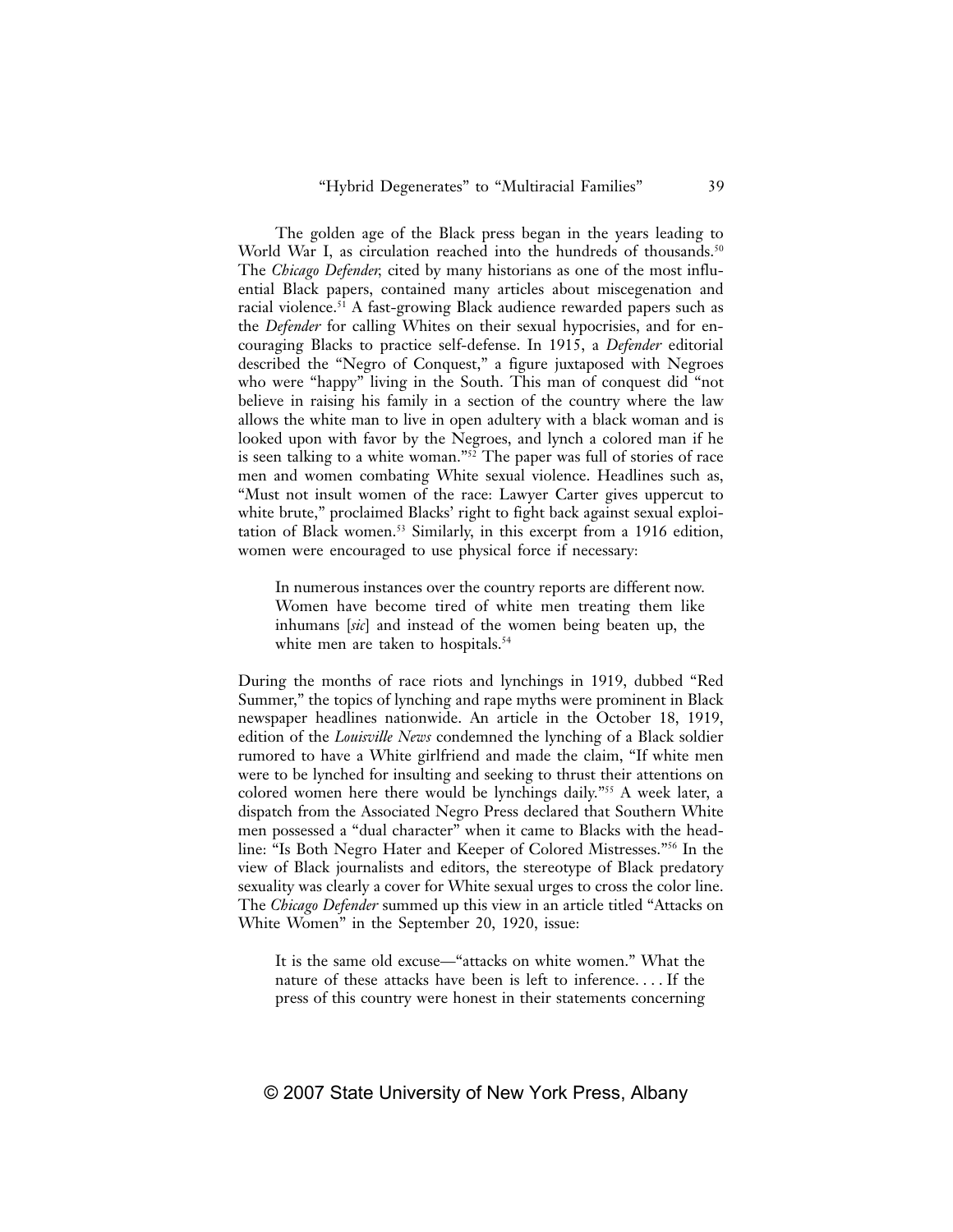The golden age of the Black press began in the years leading to World War I, as circulation reached into the hundreds of thousands.[50] The *Chicago Defender*, cited by many historians as one of the most influential Black papers, contained many articles about miscegenation and racial violence.[51] A fast-growing Black audience rewarded papers such as the *Defender* for calling Whites on their sexual hypocrisies, and for encouraging Blacks to practice self-defense. In 1915, a *Defender* editorial described the "Negro of Conquest," a figure juxtaposed with Negroes who were "happy" living in the South. This man of conquest did "not believe in raising his family in a section of the country where the law allows the white man to live in open adultery with a black woman and is looked upon with favor by the Negroes, and lynch a colored man if he is seen talking to a white woman."[52] The paper was full of stories of race men and women combating White sexual violence. Headlines such as, "Must not insult women of the race: Lawyer Carter gives uppercut to white brute," proclaimed Blacks' right to fight back against sexual exploitation of Black women.[53] Similarly, in this excerpt from a 1916 edition, women were encouraged to use physical force if necessary:

> In numerous instances over the country reports are different now. Women have become tired of white men treating them like inhumans [*sic*] and instead of the women being beaten up, the white men are taken to hospitals.[54]

During the months of race riots and lynchings in 1919, dubbed "Red Summer," the topics of lynching and rape myths were prominent in Black newspaper headlines nationwide. An article in the October 18, 1919, edition of the *Louisville News* condemned the lynching of a Black soldier rumored to have a White girlfriend and made the claim, "If white men were to be lynched for insulting and seeking to thrust their attentions on colored women here there would be lynchings daily."[55] A week later, a dispatch from the Associated Negro Press declared that Southern White men possessed a "dual character" when it came to Blacks with the headline: "Is Both Negro Hater and Keeper of Colored Mistresses."[56] In the view of Black journalists and editors, the stereotype of Black predatory sexuality was clearly a cover for White sexual urges to cross the color line. The *Chicago Defender* summed up this view in an article titled "Attacks on White Women" in the September 20, 1920, issue:

> It is the same old excuse—"attacks on white women." What the nature of these attacks have been is left to inference. . . . If the press of this country were honest in their statements concerning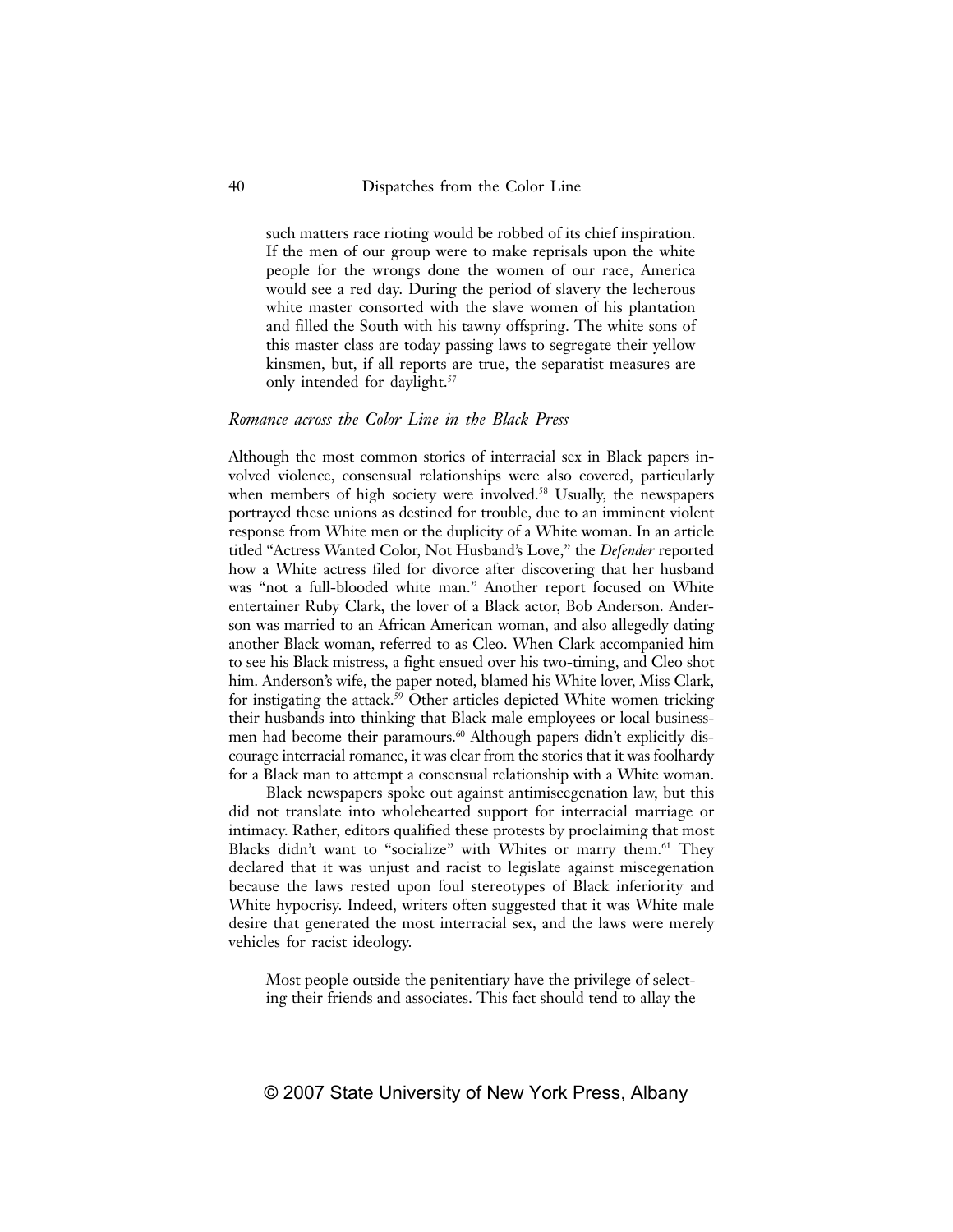such matters race rioting would be robbed of its chief inspiration. If the men of our group were to make reprisals upon the white people for the wrongs done the women of our race, America would see a red day. During the period of slavery the lecherous white master consorted with the slave women of his plantation and filled the South with his tawny offspring. The white sons of this master class are today passing laws to segregate their yellow kinsmen, but, if all reports are true, the separatist measures are only intended for daylight.[57]

### *Romance across the Color Line in the Black Press*

Although the most common stories of interracial sex in Black papers involved violence, consensual relationships were also covered, particularly when members of high society were involved.[58] Usually, the newspapers portrayed these unions as destined for trouble, due to an imminent violent response from White men or the duplicity of a White woman. In an article titled "Actress Wanted Color, Not Husband's Love," the *Defender* reported how a White actress filed for divorce after discovering that her husband was "not a full-blooded white man." Another report focused on White entertainer Ruby Clark, the lover of a Black actor, Bob Anderson. Anderson was married to an African American woman, and also allegedly dating another Black woman, referred to as Cleo. When Clark accompanied him to see his Black mistress, a fight ensued over his two-timing, and Cleo shot him. Anderson's wife, the paper noted, blamed his White lover, Miss Clark, for instigating the attack.[59] Other articles depicted White women tricking their husbands into thinking that Black male employees or local businessmen had become their paramours.[60] Although papers didn't explicitly discourage interracial romance, it was clear from the stories that it was foolhardy for a Black man to attempt a consensual relationship with a White woman.

Black newspapers spoke out against antimiscegenation law, but this did not translate into wholehearted support for interracial marriage or intimacy. Rather, editors qualified these protests by proclaiming that most Blacks didn't want to "socialize" with Whites or marry them.[61] They declared that it was unjust and racist to legislate against miscegenation because the laws rested upon foul stereotypes of Black inferiority and White hypocrisy. Indeed, writers often suggested that it was White male desire that generated the most interracial sex, and the laws were merely vehicles for racist ideology.

> Most people outside the penitentiary have the privilege of selecting their friends and associates. This fact should tend to allay the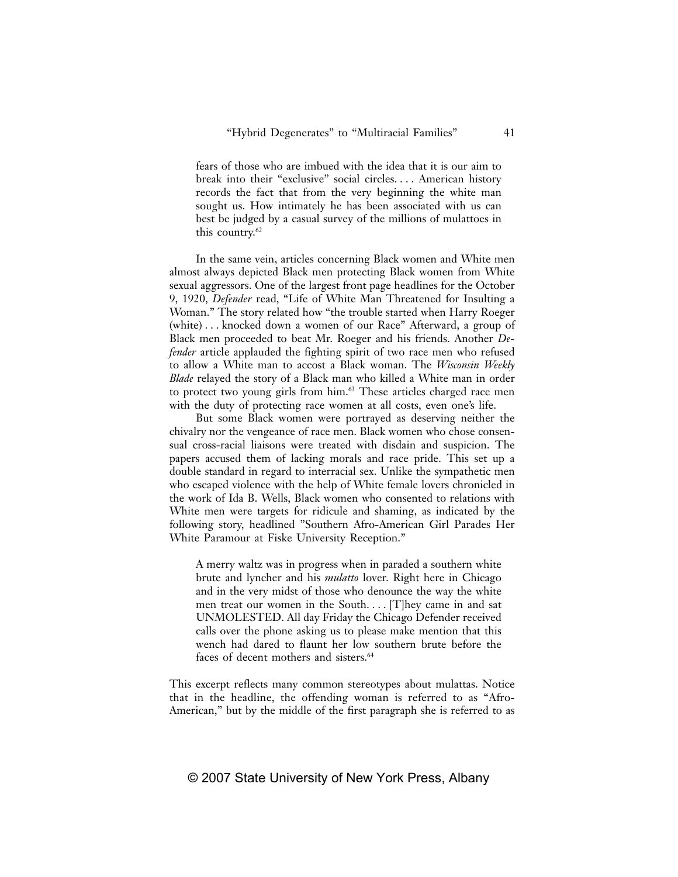> fears of those who are imbued with the idea that it is our aim to break into their "exclusive" social circles. . . . American history records the fact that from the very beginning the white man sought us. How intimately he has been associated with us can best be judged by a casual survey of the millions of mulattoes in this country.[62]

In the same vein, articles concerning Black women and White men almost always depicted Black men protecting Black women from White sexual aggressors. One of the largest front page headlines for the October 9, 1920, *Defender* read, "Life of White Man Threatened for Insulting a Woman." The story related how "the trouble started when Harry Roeger (white) . . . knocked down a women of our Race" Afterward, a group of Black men proceeded to beat Mr. Roeger and his friends. Another *Defender* article applauded the fighting spirit of two race men who refused to allow a White man to accost a Black woman. The *Wisconsin Weekly Blade* relayed the story of a Black man who killed a White man in order to protect two young girls from him.[63] These articles charged race men with the duty of protecting race women at all costs, even one's life.

But some Black women were portrayed as deserving neither the chivalry nor the vengeance of race men. Black women who chose consensual cross-racial liaisons were treated with disdain and suspicion. The papers accused them of lacking morals and race pride. This set up a double standard in regard to interracial sex. Unlike the sympathetic men who escaped violence with the help of White female lovers chronicled in the work of Ida B. Wells, Black women who consented to relations with White men were targets for ridicule and shaming, as indicated by the following story, headlined "Southern Afro-American Girl Parades Her White Paramour at Fiske University Reception."

> A merry waltz was in progress when in paraded a southern white brute and lyncher and his *mulatto* lover. Right here in Chicago and in the very midst of those who denounce the way the white men treat our women in the South. . . . [T]hey came in and sat UNMOLESTED. All day Friday the Chicago Defender received calls over the phone asking us to please make mention that this wench had dared to flaunt her low southern brute before the faces of decent mothers and sisters.[64]

This excerpt reflects many common stereotypes about mulattas. Notice that in the headline, the offending woman is referred to as "Afro-American," but by the middle of the first paragraph she is referred to as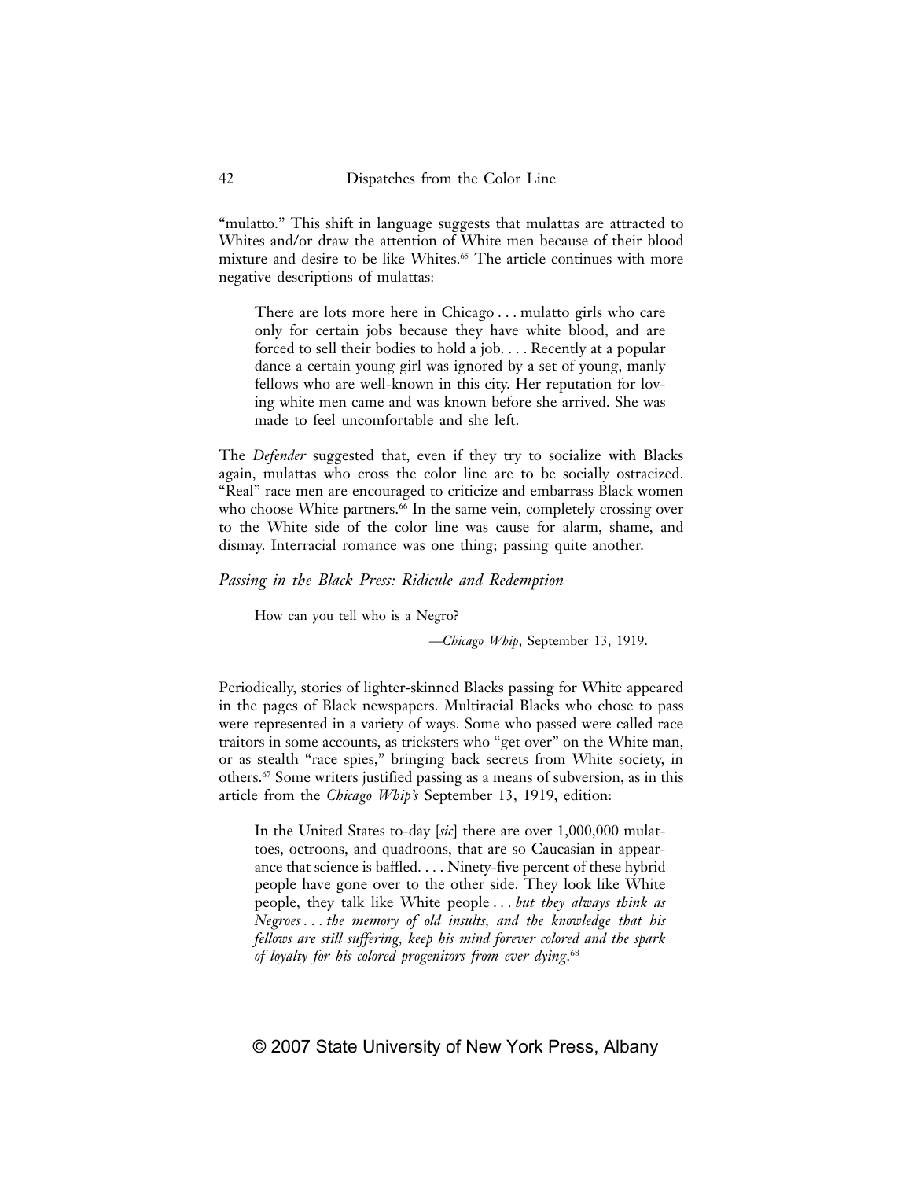"mulatto." This shift in language suggests that mulattas are attracted to Whites and/or draw the attention of White men because of their blood mixture and desire to be like Whites.[65] The article continues with more negative descriptions of mulattas:

> There are lots more here in Chicago . . . mulatto girls who care only for certain jobs because they have white blood, and are forced to sell their bodies to hold a job. . . . Recently at a popular dance a certain young girl was ignored by a set of young, manly fellows who are well-known in this city. Her reputation for loving white men came and was known before she arrived. She was made to feel uncomfortable and she left.

The *Defender* suggested that, even if they try to socialize with Blacks again, mulattas who cross the color line are to be socially ostracized. "Real" race men are encouraged to criticize and embarrass Black women who choose White partners.[66] In the same vein, completely crossing over to the White side of the color line was cause for alarm, shame, and dismay. Interracial romance was one thing; passing quite another.

### *Passing in the Black Press: Ridicule and Redemption*

> How can you tell who is a Negro?
>
> —*Chicago Whip*, September 13, 1919.

Periodically, stories of lighter-skinned Blacks passing for White appeared in the pages of Black newspapers. Multiracial Blacks who chose to pass were represented in a variety of ways. Some who passed were called race traitors in some accounts, as tricksters who "get over" on the White man, or as stealth "race spies," bringing back secrets from White society, in others.[67] Some writers justified passing as a means of subversion, as in this article from the *Chicago Whip's* September 13, 1919, edition:

> In the United States to-day [*sic*] there are over 1,000,000 mulattoes, octroons, and quadroons, that are so Caucasian in appearance that science is baffled. . . . Ninety-five percent of these hybrid people have gone over to the other side. They look like White people, they talk like White people . . . *but they always think as Negroes . . . the memory of old insults, and the knowledge that his fellows are still suffering, keep his mind forever colored and the spark of loyalty for his colored progenitors from ever dying*.[68]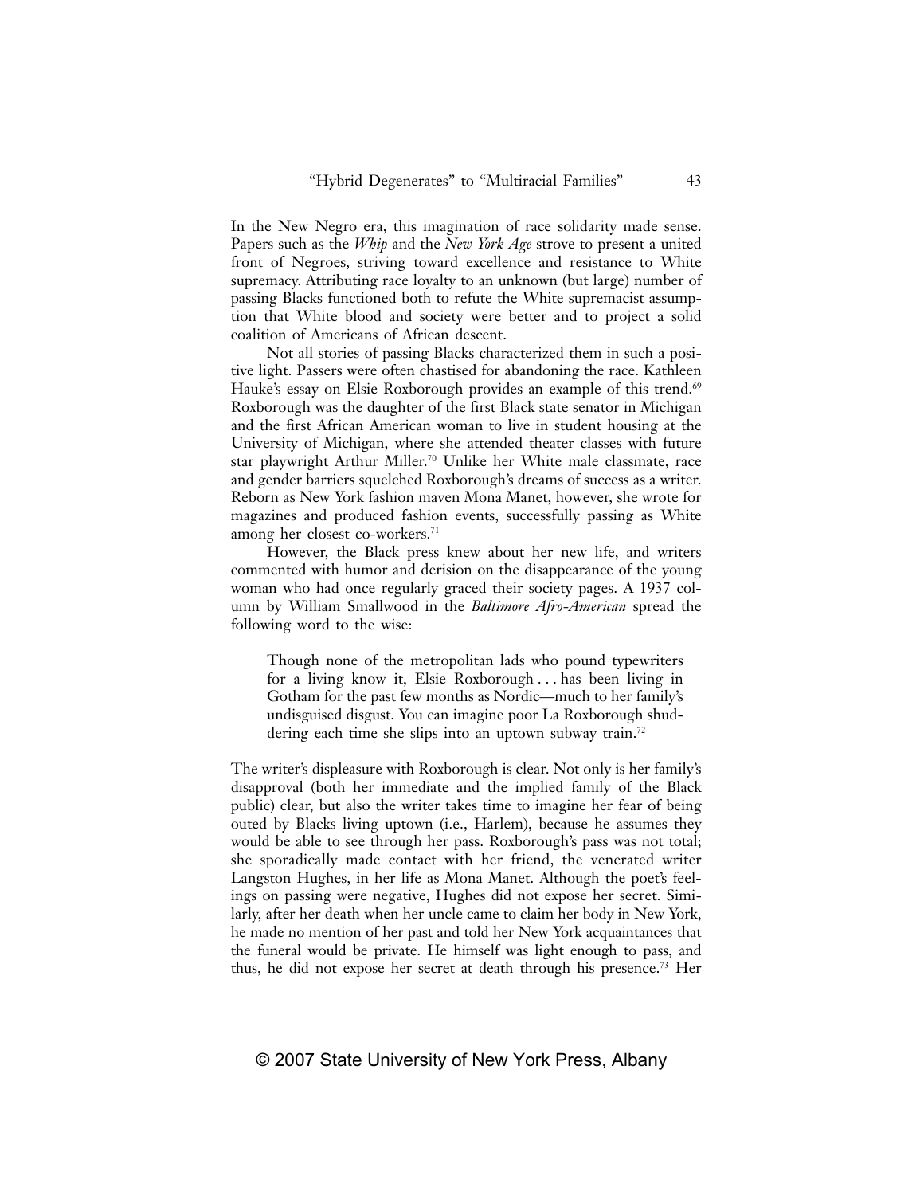In the New Negro era, this imagination of race solidarity made sense. Papers such as the *Whip* and the *New York Age* strove to present a united front of Negroes, striving toward excellence and resistance to White supremacy. Attributing race loyalty to an unknown (but large) number of passing Blacks functioned both to refute the White supremacist assumption that White blood and society were better and to project a solid coalition of Americans of African descent.

Not all stories of passing Blacks characterized them in such a positive light. Passers were often chastised for abandoning the race. Kathleen Hauke's essay on Elsie Roxborough provides an example of this trend.[69] Roxborough was the daughter of the first Black state senator in Michigan and the first African American woman to live in student housing at the University of Michigan, where she attended theater classes with future star playwright Arthur Miller.[70] Unlike her White male classmate, race and gender barriers squelched Roxborough's dreams of success as a writer. Reborn as New York fashion maven Mona Manet, however, she wrote for magazines and produced fashion events, successfully passing as White among her closest co-workers.[71]

However, the Black press knew about her new life, and writers commented with humor and derision on the disappearance of the young woman who had once regularly graced their society pages. A 1937 column by William Smallwood in the *Baltimore Afro-American* spread the following word to the wise:

> Though none of the metropolitan lads who pound typewriters for a living know it, Elsie Roxborough . . . has been living in Gotham for the past few months as Nordic—much to her family's undisguised disgust. You can imagine poor La Roxborough shuddering each time she slips into an uptown subway train.[72]

The writer's displeasure with Roxborough is clear. Not only is her family's disapproval (both her immediate and the implied family of the Black public) clear, but also the writer takes time to imagine her fear of being outed by Blacks living uptown (i.e., Harlem), because he assumes they would be able to see through her pass. Roxborough's pass was not total; she sporadically made contact with her friend, the venerated writer Langston Hughes, in her life as Mona Manet. Although the poet's feelings on passing were negative, Hughes did not expose her secret. Similarly, after her death when her uncle came to claim her body in New York, he made no mention of her past and told her New York acquaintances that the funeral would be private. He himself was light enough to pass, and thus, he did not expose her secret at death through his presence.[73] Her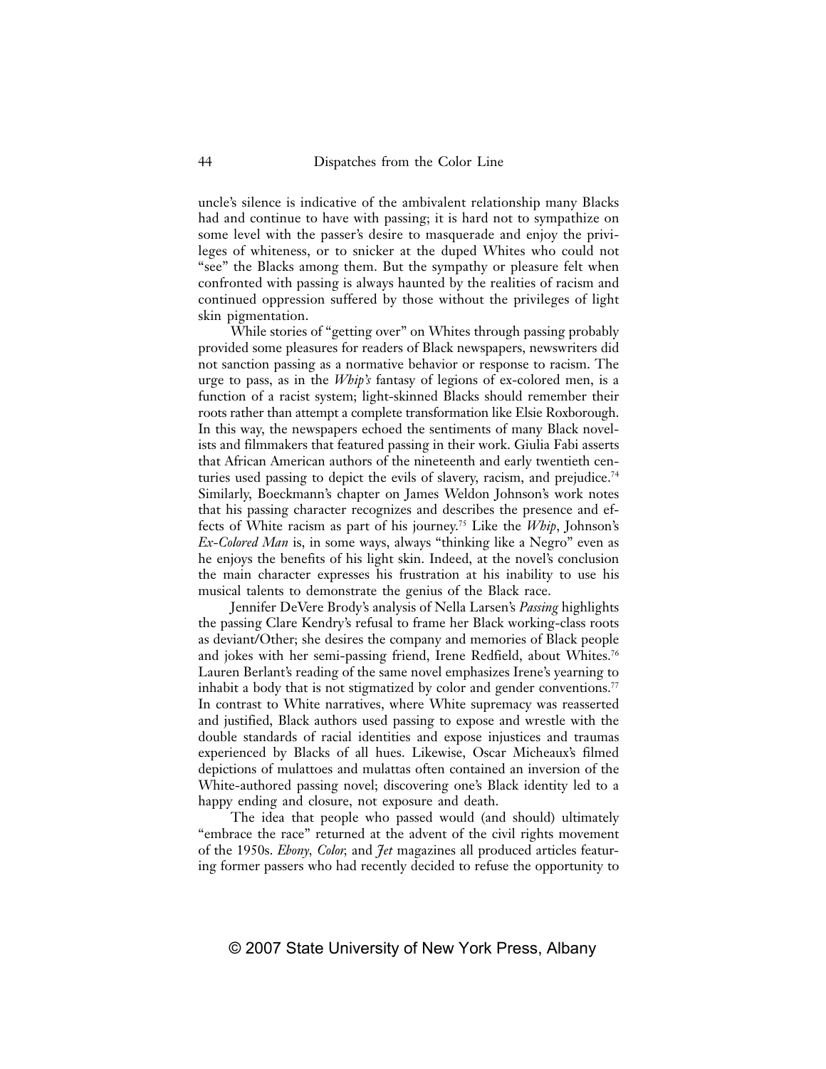uncle's silence is indicative of the ambivalent relationship many Blacks had and continue to have with passing; it is hard not to sympathize on some level with the passer's desire to masquerade and enjoy the privileges of whiteness, or to snicker at the duped Whites who could not "see" the Blacks among them. But the sympathy or pleasure felt when confronted with passing is always haunted by the realities of racism and continued oppression suffered by those without the privileges of light skin pigmentation.

While stories of "getting over" on Whites through passing probably provided some pleasures for readers of Black newspapers, newswriters did not sanction passing as a normative behavior or response to racism. The urge to pass, as in the *Whip's* fantasy of legions of ex-colored men, is a function of a racist system; light-skinned Blacks should remember their roots rather than attempt a complete transformation like Elsie Roxborough. In this way, the newspapers echoed the sentiments of many Black novelists and filmmakers that featured passing in their work. Giulia Fabi asserts that African American authors of the nineteenth and early twentieth centuries used passing to depict the evils of slavery, racism, and prejudice.[74] Similarly, Boeckmann's chapter on James Weldon Johnson's work notes that his passing character recognizes and describes the presence and effects of White racism as part of his journey.[75] Like the *Whip*, Johnson's *Ex-Colored Man* is, in some ways, always "thinking like a Negro" even as he enjoys the benefits of his light skin. Indeed, at the novel's conclusion the main character expresses his frustration at his inability to use his musical talents to demonstrate the genius of the Black race.

Jennifer DeVere Brody's analysis of Nella Larsen's *Passing* highlights the passing Clare Kendry's refusal to frame her Black working-class roots as deviant/Other; she desires the company and memories of Black people and jokes with her semi-passing friend, Irene Redfield, about Whites.[76] Lauren Berlant's reading of the same novel emphasizes Irene's yearning to inhabit a body that is not stigmatized by color and gender conventions.[77] In contrast to White narratives, where White supremacy was reasserted and justified, Black authors used passing to expose and wrestle with the double standards of racial identities and expose injustices and traumas experienced by Blacks of all hues. Likewise, Oscar Micheaux's filmed depictions of mulattoes and mulattas often contained an inversion of the White-authored passing novel; discovering one's Black identity led to a happy ending and closure, not exposure and death.

The idea that people who passed would (and should) ultimately "embrace the race" returned at the advent of the civil rights movement of the 1950s. *Ebony*, *Color*, and *Jet* magazines all produced articles featuring former passers who had recently decided to refuse the opportunity to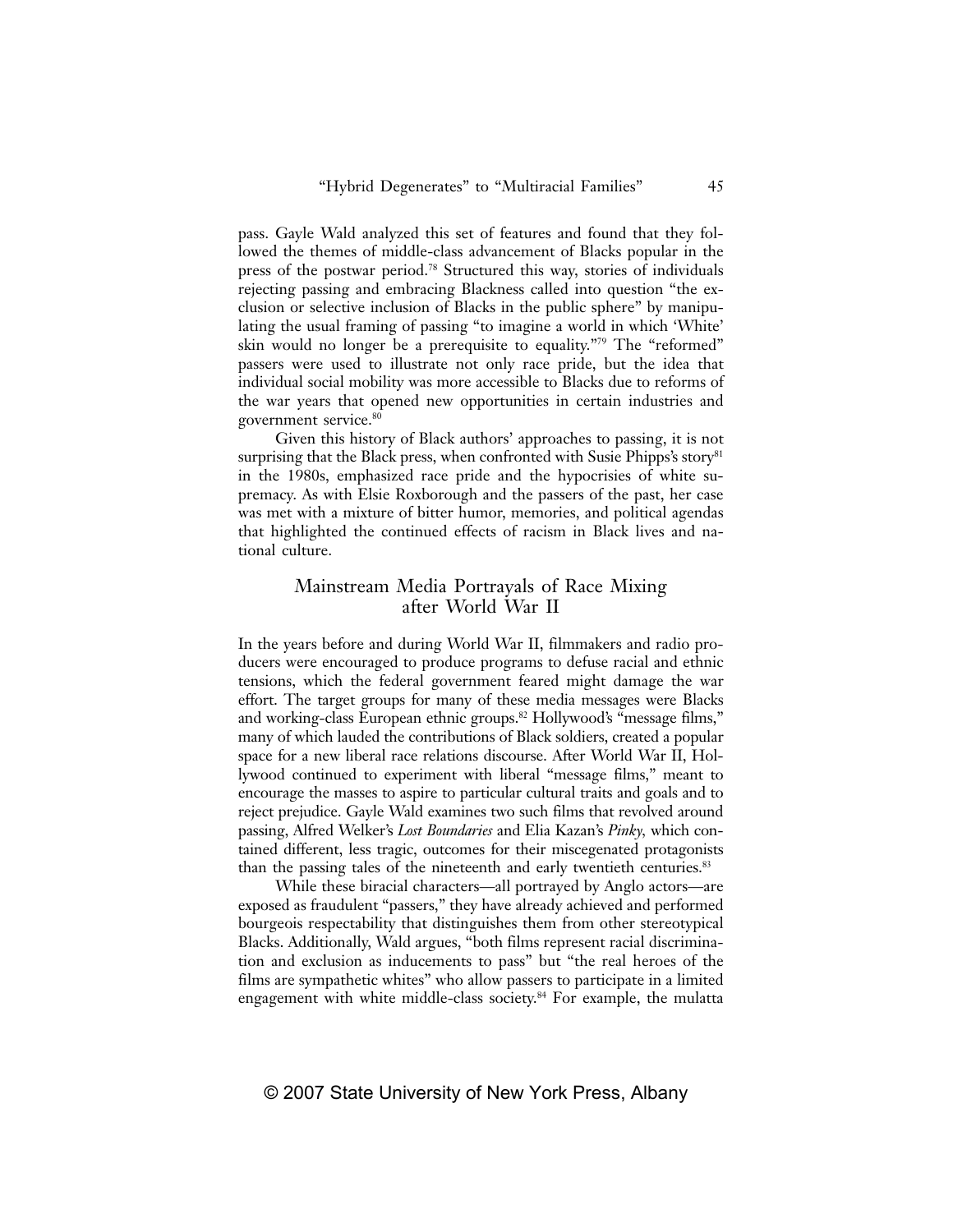pass. Gayle Wald analyzed this set of features and found that they followed the themes of middle-class advancement of Blacks popular in the press of the postwar period.[78] Structured this way, stories of individuals rejecting passing and embracing Blackness called into question "the exclusion or selective inclusion of Blacks in the public sphere" by manipulating the usual framing of passing "to imagine a world in which 'White' skin would no longer be a prerequisite to equality."[79] The "reformed" passers were used to illustrate not only race pride, but the idea that individual social mobility was more accessible to Blacks due to reforms of the war years that opened new opportunities in certain industries and government service.[80]

Given this history of Black authors' approaches to passing, it is not surprising that the Black press, when confronted with Susie Phipps's story[81] in the 1980s, emphasized race pride and the hypocrisies of white supremacy. As with Elsie Roxborough and the passers of the past, her case was met with a mixture of bitter humor, memories, and political agendas that highlighted the continued effects of racism in Black lives and national culture.

## Mainstream Media Portrayals of Race Mixing after World War II

In the years before and during World War II, filmmakers and radio producers were encouraged to produce programs to defuse racial and ethnic tensions, which the federal government feared might damage the war effort. The target groups for many of these media messages were Blacks and working-class European ethnic groups.[82] Hollywood's "message films," many of which lauded the contributions of Black soldiers, created a popular space for a new liberal race relations discourse. After World War II, Hollywood continued to experiment with liberal "message films," meant to encourage the masses to aspire to particular cultural traits and goals and to reject prejudice. Gayle Wald examines two such films that revolved around passing, Alfred Welker's *Lost Boundaries* and Elia Kazan's *Pinky*, which contained different, less tragic, outcomes for their miscegenated protagonists than the passing tales of the nineteenth and early twentieth centuries.[83]

While these biracial characters—all portrayed by Anglo actors—are exposed as fraudulent "passers," they have already achieved and performed bourgeois respectability that distinguishes them from other stereotypical Blacks. Additionally, Wald argues, "both films represent racial discrimination and exclusion as inducements to pass" but "the real heroes of the films are sympathetic whites" who allow passers to participate in a limited engagement with white middle-class society.[84] For example, the mulatta

© 2007 State University of New York Press, Albany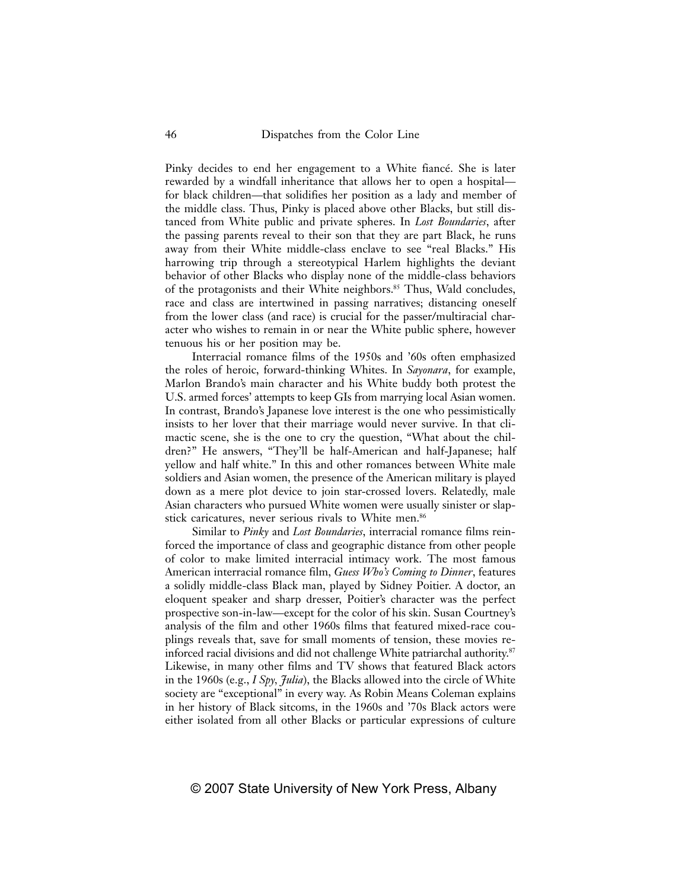Pinky decides to end her engagement to a White fiancé. She is later rewarded by a windfall inheritance that allows her to open a hospital—for black children—that solidifies her position as a lady and member of the middle class. Thus, Pinky is placed above other Blacks, but still distanced from White public and private spheres. In *Lost Boundaries*, after the passing parents reveal to their son that they are part Black, he runs away from their White middle-class enclave to see "real Blacks." His harrowing trip through a stereotypical Harlem highlights the deviant behavior of other Blacks who display none of the middle-class behaviors of the protagonists and their White neighbors.[85] Thus, Wald concludes, race and class are intertwined in passing narratives; distancing oneself from the lower class (and race) is crucial for the passer/multiracial character who wishes to remain in or near the White public sphere, however tenuous his or her position may be.

Interracial romance films of the 1950s and '60s often emphasized the roles of heroic, forward-thinking Whites. In *Sayonara*, for example, Marlon Brando's main character and his White buddy both protest the U.S. armed forces' attempts to keep GIs from marrying local Asian women. In contrast, Brando's Japanese love interest is the one who pessimistically insists to her lover that their marriage would never survive. In that climactic scene, she is the one to cry the question, "What about the children?" He answers, "They'll be half-American and half-Japanese; half yellow and half white." In this and other romances between White male soldiers and Asian women, the presence of the American military is played down as a mere plot device to join star-crossed lovers. Relatedly, male Asian characters who pursued White women were usually sinister or slapstick caricatures, never serious rivals to White men.[86]

Similar to *Pinky* and *Lost Boundaries*, interracial romance films reinforced the importance of class and geographic distance from other people of color to make limited interracial intimacy work. The most famous American interracial romance film, *Guess Who's Coming to Dinner*, features a solidly middle-class Black man, played by Sidney Poitier. A doctor, an eloquent speaker and sharp dresser, Poitier's character was the perfect prospective son-in-law—except for the color of his skin. Susan Courtney's analysis of the film and other 1960s films that featured mixed-race couplings reveals that, save for small moments of tension, these movies reinforced racial divisions and did not challenge White patriarchal authority.[87] Likewise, in many other films and TV shows that featured Black actors in the 1960s (e.g., *I Spy*, *Julia*), the Blacks allowed into the circle of White society are "exceptional" in every way. As Robin Means Coleman explains in her history of Black sitcoms, in the 1960s and '70s Black actors were either isolated from all other Blacks or particular expressions of culture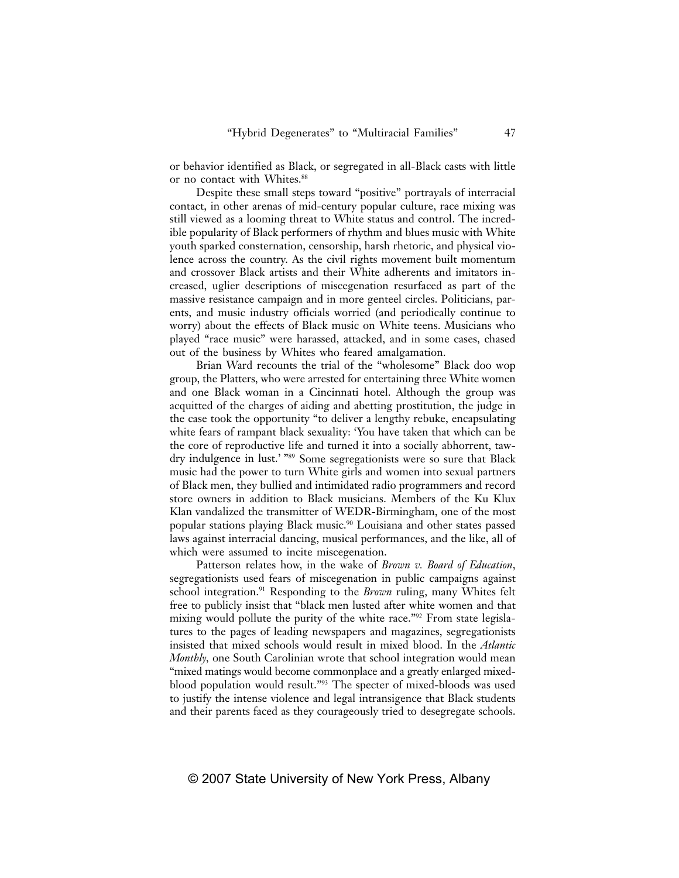or behavior identified as Black, or segregated in all-Black casts with little or no contact with Whites.[88]

Despite these small steps toward "positive" portrayals of interracial contact, in other arenas of mid-century popular culture, race mixing was still viewed as a looming threat to White status and control. The incredible popularity of Black performers of rhythm and blues music with White youth sparked consternation, censorship, harsh rhetoric, and physical violence across the country. As the civil rights movement built momentum and crossover Black artists and their White adherents and imitators increased, uglier descriptions of miscegenation resurfaced as part of the massive resistance campaign and in more genteel circles. Politicians, parents, and music industry officials worried (and periodically continue to worry) about the effects of Black music on White teens. Musicians who played "race music" were harassed, attacked, and in some cases, chased out of the business by Whites who feared amalgamation.

Brian Ward recounts the trial of the "wholesome" Black doo wop group, the Platters, who were arrested for entertaining three White women and one Black woman in a Cincinnati hotel. Although the group was acquitted of the charges of aiding and abetting prostitution, the judge in the case took the opportunity "to deliver a lengthy rebuke, encapsulating white fears of rampant black sexuality: 'You have taken that which can be the core of reproductive life and turned it into a socially abhorrent, tawdry indulgence in lust.' "[89] Some segregationists were so sure that Black music had the power to turn White girls and women into sexual partners of Black men, they bullied and intimidated radio programmers and record store owners in addition to Black musicians. Members of the Ku Klux Klan vandalized the transmitter of WEDR-Birmingham, one of the most popular stations playing Black music.[90] Louisiana and other states passed laws against interracial dancing, musical performances, and the like, all of which were assumed to incite miscegenation.

Patterson relates how, in the wake of *Brown v. Board of Education*, segregationists used fears of miscegenation in public campaigns against school integration.[91] Responding to the *Brown* ruling, many Whites felt free to publicly insist that "black men lusted after white women and that mixing would pollute the purity of the white race."[92] From state legislatures to the pages of leading newspapers and magazines, segregationists insisted that mixed schools would result in mixed blood. In the *Atlantic Monthly*, one South Carolinian wrote that school integration would mean "mixed matings would become commonplace and a greatly enlarged mixed-blood population would result."[93] The specter of mixed-bloods was used to justify the intense violence and legal intransigence that Black students and their parents faced as they courageously tried to desegregate schools.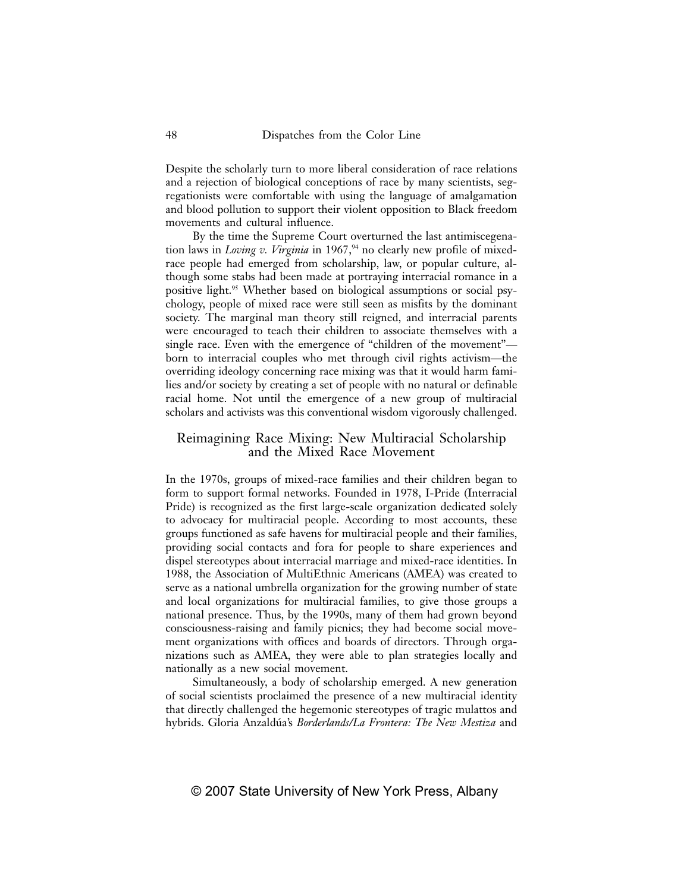Despite the scholarly turn to more liberal consideration of race relations and a rejection of biological conceptions of race by many scientists, segregationists were comfortable with using the language of amalgamation and blood pollution to support their violent opposition to Black freedom movements and cultural influence.

By the time the Supreme Court overturned the last antimiscegenation laws in *Loving v. Virginia* in 1967,[94] no clearly new profile of mixed-race people had emerged from scholarship, law, or popular culture, although some stabs had been made at portraying interracial romance in a positive light.[95] Whether based on biological assumptions or social psychology, people of mixed race were still seen as misfits by the dominant society. The marginal man theory still reigned, and interracial parents were encouraged to teach their children to associate themselves with a single race. Even with the emergence of "children of the movement"—born to interracial couples who met through civil rights activism—the overriding ideology concerning race mixing was that it would harm families and/or society by creating a set of people with no natural or definable racial home. Not until the emergence of a new group of multiracial scholars and activists was this conventional wisdom vigorously challenged.

## Reimagining Race Mixing: New Multiracial Scholarship and the Mixed Race Movement

In the 1970s, groups of mixed-race families and their children began to form to support formal networks. Founded in 1978, I-Pride (Interracial Pride) is recognized as the first large-scale organization dedicated solely to advocacy for multiracial people. According to most accounts, these groups functioned as safe havens for multiracial people and their families, providing social contacts and fora for people to share experiences and dispel stereotypes about interracial marriage and mixed-race identities. In 1988, the Association of MultiEthnic Americans (AMEA) was created to serve as a national umbrella organization for the growing number of state and local organizations for multiracial families, to give those groups a national presence. Thus, by the 1990s, many of them had grown beyond consciousness-raising and family picnics; they had become social movement organizations with offices and boards of directors. Through organizations such as AMEA, they were able to plan strategies locally and nationally as a new social movement.

Simultaneously, a body of scholarship emerged. A new generation of social scientists proclaimed the presence of a new multiracial identity that directly challenged the hegemonic stereotypes of tragic mulattos and hybrids. Gloria Anzaldúa's *Borderlands/La Frontera: The New Mestiza* and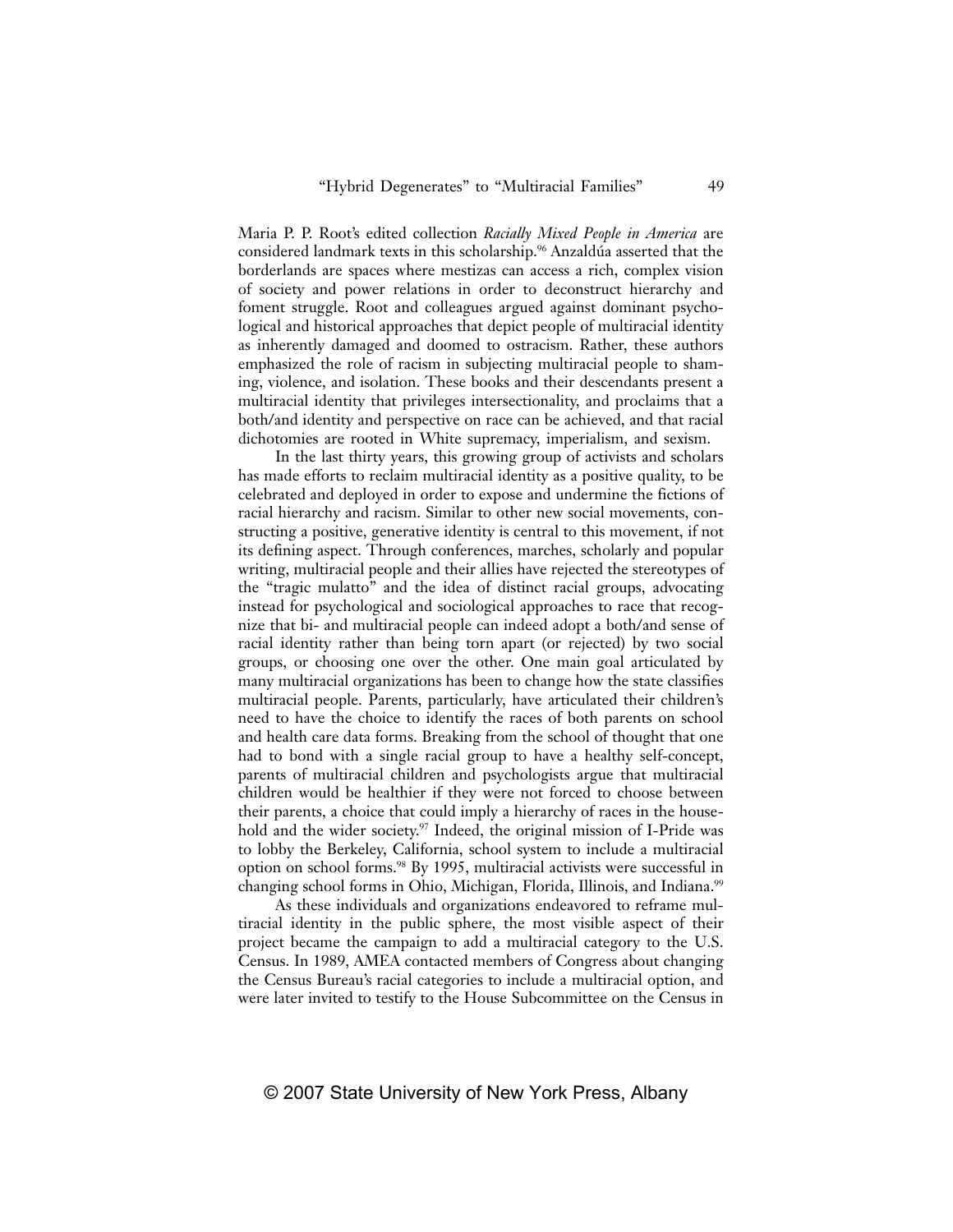Maria P. P. Root's edited collection *Racially Mixed People in America* are considered landmark texts in this scholarship.[96] Anzaldúa asserted that the borderlands are spaces where mestizas can access a rich, complex vision of society and power relations in order to deconstruct hierarchy and foment struggle. Root and colleagues argued against dominant psychological and historical approaches that depict people of multiracial identity as inherently damaged and doomed to ostracism. Rather, these authors emphasized the role of racism in subjecting multiracial people to shaming, violence, and isolation. These books and their descendants present a multiracial identity that privileges intersectionality, and proclaims that a both/and identity and perspective on race can be achieved, and that racial dichotomies are rooted in White supremacy, imperialism, and sexism.

In the last thirty years, this growing group of activists and scholars has made efforts to reclaim multiracial identity as a positive quality, to be celebrated and deployed in order to expose and undermine the fictions of racial hierarchy and racism. Similar to other new social movements, constructing a positive, generative identity is central to this movement, if not its defining aspect. Through conferences, marches, scholarly and popular writing, multiracial people and their allies have rejected the stereotypes of the "tragic mulatto" and the idea of distinct racial groups, advocating instead for psychological and sociological approaches to race that recognize that bi- and multiracial people can indeed adopt a both/and sense of racial identity rather than being torn apart (or rejected) by two social groups, or choosing one over the other. One main goal articulated by many multiracial organizations has been to change how the state classifies multiracial people. Parents, particularly, have articulated their children's need to have the choice to identify the races of both parents on school and health care data forms. Breaking from the school of thought that one had to bond with a single racial group to have a healthy self-concept, parents of multiracial children and psychologists argue that multiracial children would be healthier if they were not forced to choose between their parents, a choice that could imply a hierarchy of races in the household and the wider society.[97] Indeed, the original mission of I-Pride was to lobby the Berkeley, California, school system to include a multiracial option on school forms.[98] By 1995, multiracial activists were successful in changing school forms in Ohio, Michigan, Florida, Illinois, and Indiana.[99]

As these individuals and organizations endeavored to reframe multiracial identity in the public sphere, the most visible aspect of their project became the campaign to add a multiracial category to the U.S. Census. In 1989, AMEA contacted members of Congress about changing the Census Bureau's racial categories to include a multiracial option, and were later invited to testify to the House Subcommittee on the Census in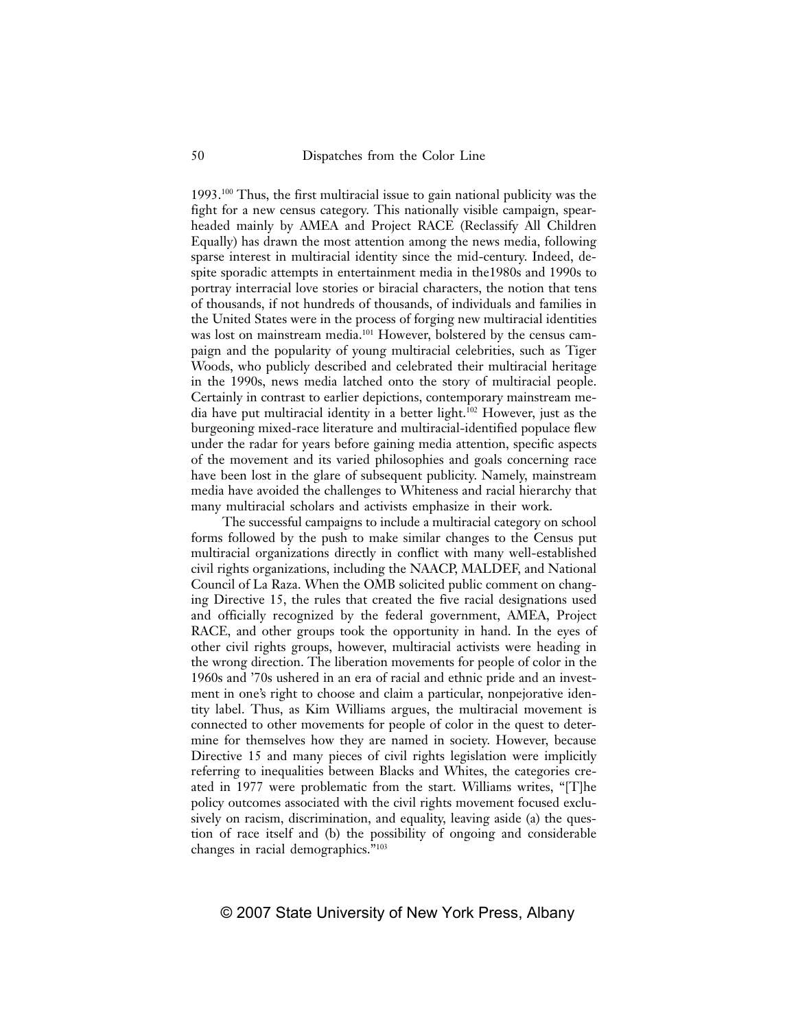1993.[100] Thus, the first multiracial issue to gain national publicity was the fight for a new census category. This nationally visible campaign, spearheaded mainly by AMEA and Project RACE (Reclassify All Children Equally) has drawn the most attention among the news media, following sparse interest in multiracial identity since the mid-century. Indeed, despite sporadic attempts in entertainment media in the1980s and 1990s to portray interracial love stories or biracial characters, the notion that tens of thousands, if not hundreds of thousands, of individuals and families in the United States were in the process of forging new multiracial identities was lost on mainstream media.[101] However, bolstered by the census campaign and the popularity of young multiracial celebrities, such as Tiger Woods, who publicly described and celebrated their multiracial heritage in the 1990s, news media latched onto the story of multiracial people. Certainly in contrast to earlier depictions, contemporary mainstream media have put multiracial identity in a better light.[102] However, just as the burgeoning mixed-race literature and multiracial-identified populace flew under the radar for years before gaining media attention, specific aspects of the movement and its varied philosophies and goals concerning race have been lost in the glare of subsequent publicity. Namely, mainstream media have avoided the challenges to Whiteness and racial hierarchy that many multiracial scholars and activists emphasize in their work.

The successful campaigns to include a multiracial category on school forms followed by the push to make similar changes to the Census put multiracial organizations directly in conflict with many well-established civil rights organizations, including the NAACP, MALDEF, and National Council of La Raza. When the OMB solicited public comment on changing Directive 15, the rules that created the five racial designations used and officially recognized by the federal government, AMEA, Project RACE, and other groups took the opportunity in hand. In the eyes of other civil rights groups, however, multiracial activists were heading in the wrong direction. The liberation movements for people of color in the 1960s and '70s ushered in an era of racial and ethnic pride and an investment in one's right to choose and claim a particular, nonpejorative identity label. Thus, as Kim Williams argues, the multiracial movement is connected to other movements for people of color in the quest to determine for themselves how they are named in society. However, because Directive 15 and many pieces of civil rights legislation were implicitly referring to inequalities between Blacks and Whites, the categories created in 1977 were problematic from the start. Williams writes, "[T]he policy outcomes associated with the civil rights movement focused exclusively on racism, discrimination, and equality, leaving aside (a) the question of race itself and (b) the possibility of ongoing and considerable changes in racial demographics."[103]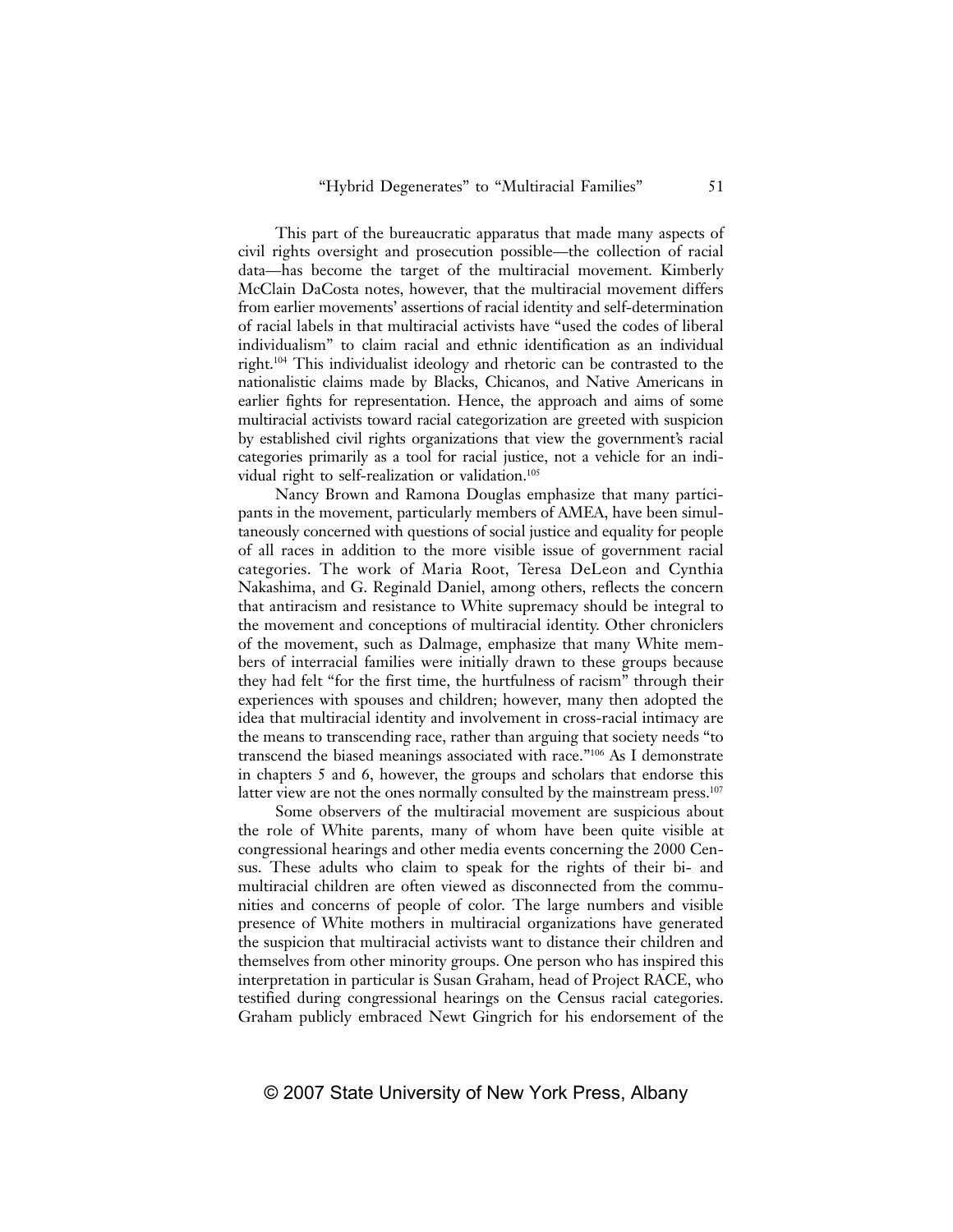This part of the bureaucratic apparatus that made many aspects of civil rights oversight and prosecution possible—the collection of racial data—has become the target of the multiracial movement. Kimberly McClain DaCosta notes, however, that the multiracial movement differs from earlier movements' assertions of racial identity and self-determination of racial labels in that multiracial activists have "used the codes of liberal individualism" to claim racial and ethnic identification as an individual right.[104] This individualist ideology and rhetoric can be contrasted to the nationalistic claims made by Blacks, Chicanos, and Native Americans in earlier fights for representation. Hence, the approach and aims of some multiracial activists toward racial categorization are greeted with suspicion by established civil rights organizations that view the government's racial categories primarily as a tool for racial justice, not a vehicle for an individual right to self-realization or validation.[105]

Nancy Brown and Ramona Douglas emphasize that many participants in the movement, particularly members of AMEA, have been simultaneously concerned with questions of social justice and equality for people of all races in addition to the more visible issue of government racial categories. The work of Maria Root, Teresa DeLeon and Cynthia Nakashima, and G. Reginald Daniel, among others, reflects the concern that antiracism and resistance to White supremacy should be integral to the movement and conceptions of multiracial identity. Other chroniclers of the movement, such as Dalmage, emphasize that many White members of interracial families were initially drawn to these groups because they had felt "for the first time, the hurtfulness of racism" through their experiences with spouses and children; however, many then adopted the idea that multiracial identity and involvement in cross-racial intimacy are the means to transcending race, rather than arguing that society needs "to transcend the biased meanings associated with race."[106] As I demonstrate in chapters 5 and 6, however, the groups and scholars that endorse this latter view are not the ones normally consulted by the mainstream press.[107]

Some observers of the multiracial movement are suspicious about the role of White parents, many of whom have been quite visible at congressional hearings and other media events concerning the 2000 Census. These adults who claim to speak for the rights of their bi- and multiracial children are often viewed as disconnected from the communities and concerns of people of color. The large numbers and visible presence of White mothers in multiracial organizations have generated the suspicion that multiracial activists want to distance their children and themselves from other minority groups. One person who has inspired this interpretation in particular is Susan Graham, head of Project RACE, who testified during congressional hearings on the Census racial categories. Graham publicly embraced Newt Gingrich for his endorsement of the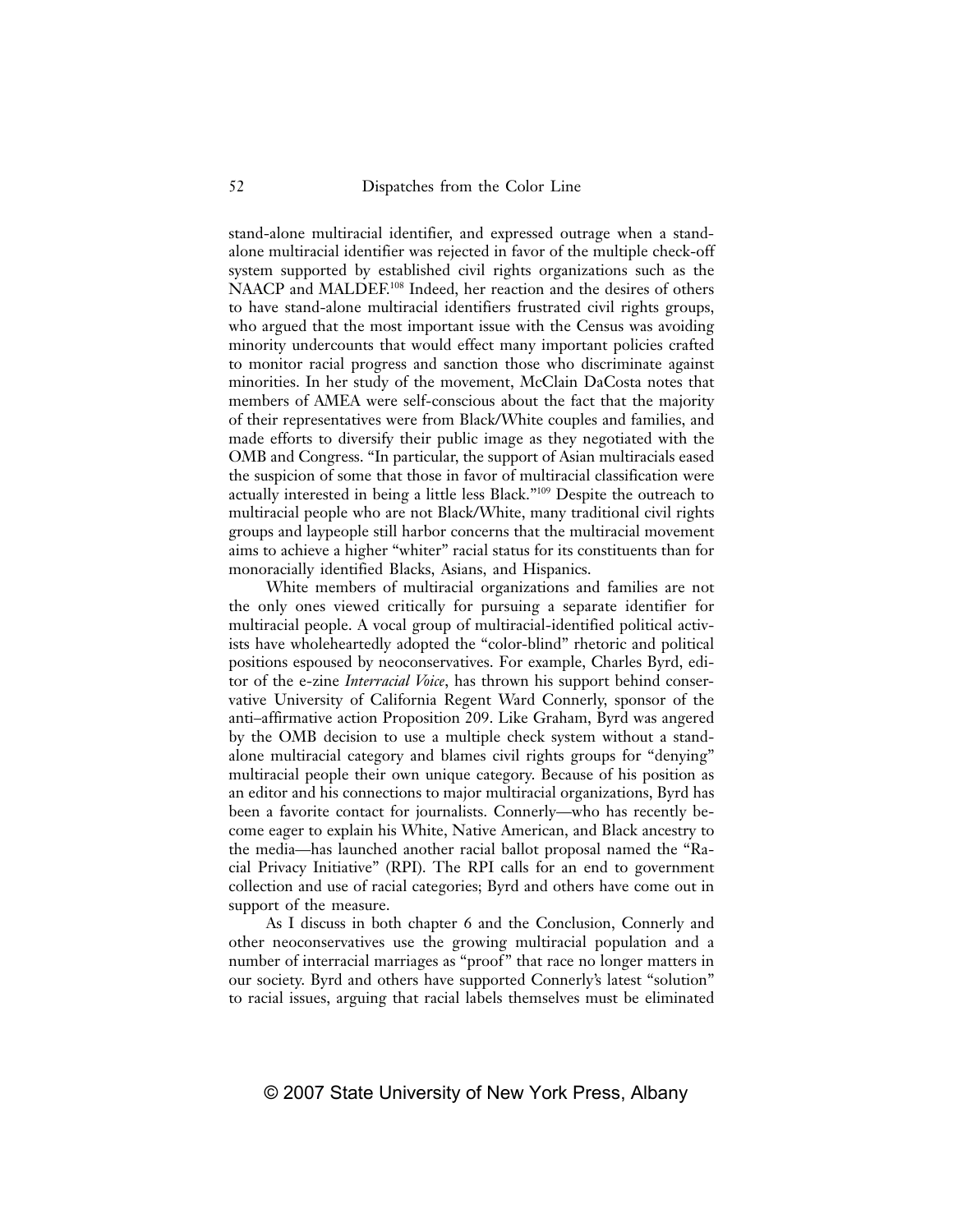stand-alone multiracial identifier, and expressed outrage when a stand-alone multiracial identifier was rejected in favor of the multiple check-off system supported by established civil rights organizations such as the NAACP and MALDEF.[108] Indeed, her reaction and the desires of others to have stand-alone multiracial identifiers frustrated civil rights groups, who argued that the most important issue with the Census was avoiding minority undercounts that would effect many important policies crafted to monitor racial progress and sanction those who discriminate against minorities. In her study of the movement, McClain DaCosta notes that members of AMEA were self-conscious about the fact that the majority of their representatives were from Black/White couples and families, and made efforts to diversify their public image as they negotiated with the OMB and Congress. "In particular, the support of Asian multiracials eased the suspicion of some that those in favor of multiracial classification were actually interested in being a little less Black."[109] Despite the outreach to multiracial people who are not Black/White, many traditional civil rights groups and laypeople still harbor concerns that the multiracial movement aims to achieve a higher "whiter" racial status for its constituents than for monoracially identified Blacks, Asians, and Hispanics.

White members of multiracial organizations and families are not the only ones viewed critically for pursuing a separate identifier for multiracial people. A vocal group of multiracial-identified political activists have wholeheartedly adopted the "color-blind" rhetoric and political positions espoused by neoconservatives. For example, Charles Byrd, editor of the e-zine *Interracial Voice*, has thrown his support behind conservative University of California Regent Ward Connerly, sponsor of the anti–affirmative action Proposition 209. Like Graham, Byrd was angered by the OMB decision to use a multiple check system without a stand-alone multiracial category and blames civil rights groups for "denying" multiracial people their own unique category. Because of his position as an editor and his connections to major multiracial organizations, Byrd has been a favorite contact for journalists. Connerly—who has recently become eager to explain his White, Native American, and Black ancestry to the media—has launched another racial ballot proposal named the "Racial Privacy Initiative" (RPI). The RPI calls for an end to government collection and use of racial categories; Byrd and others have come out in support of the measure.

As I discuss in both chapter 6 and the Conclusion, Connerly and other neoconservatives use the growing multiracial population and a number of interracial marriages as "proof" that race no longer matters in our society. Byrd and others have supported Connerly's latest "solution" to racial issues, arguing that racial labels themselves must be eliminated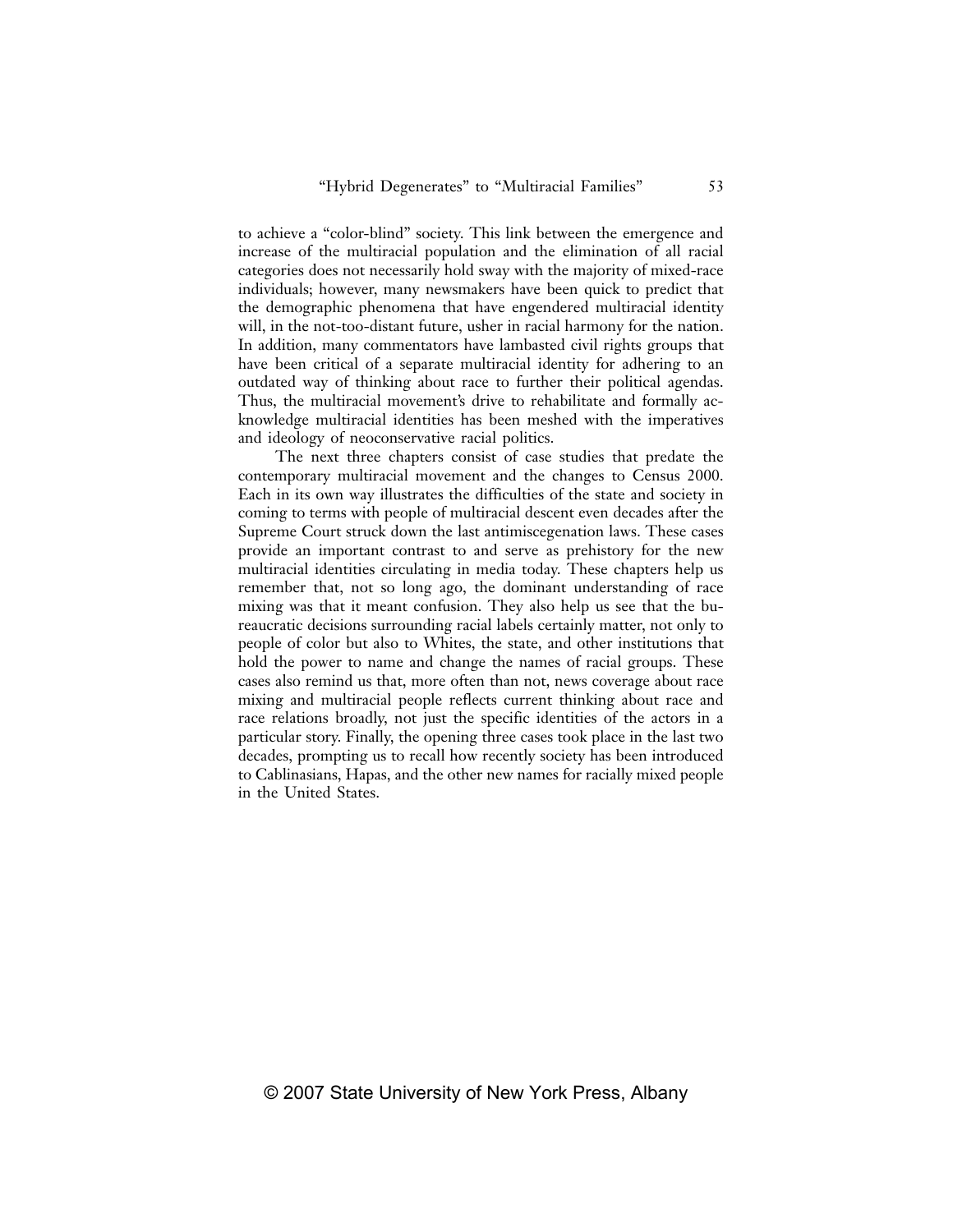to achieve a "color-blind" society. This link between the emergence and increase of the multiracial population and the elimination of all racial categories does not necessarily hold sway with the majority of mixed-race individuals; however, many newsmakers have been quick to predict that the demographic phenomena that have engendered multiracial identity will, in the not-too-distant future, usher in racial harmony for the nation. In addition, many commentators have lambasted civil rights groups that have been critical of a separate multiracial identity for adhering to an outdated way of thinking about race to further their political agendas. Thus, the multiracial movement's drive to rehabilitate and formally acknowledge multiracial identities has been meshed with the imperatives and ideology of neoconservative racial politics.

The next three chapters consist of case studies that predate the contemporary multiracial movement and the changes to Census 2000. Each in its own way illustrates the difficulties of the state and society in coming to terms with people of multiracial descent even decades after the Supreme Court struck down the last antimiscegenation laws. These cases provide an important contrast to and serve as prehistory for the new multiracial identities circulating in media today. These chapters help us remember that, not so long ago, the dominant understanding of race mixing was that it meant confusion. They also help us see that the bureaucratic decisions surrounding racial labels certainly matter, not only to people of color but also to Whites, the state, and other institutions that hold the power to name and change the names of racial groups. These cases also remind us that, more often than not, news coverage about race mixing and multiracial people reflects current thinking about race and race relations broadly, not just the specific identities of the actors in a particular story. Finally, the opening three cases took place in the last two decades, prompting us to recall how recently society has been introduced to Cablinasians, Hapas, and the other new names for racially mixed people in the United States.

© 2007 State University of New York Press, Albany